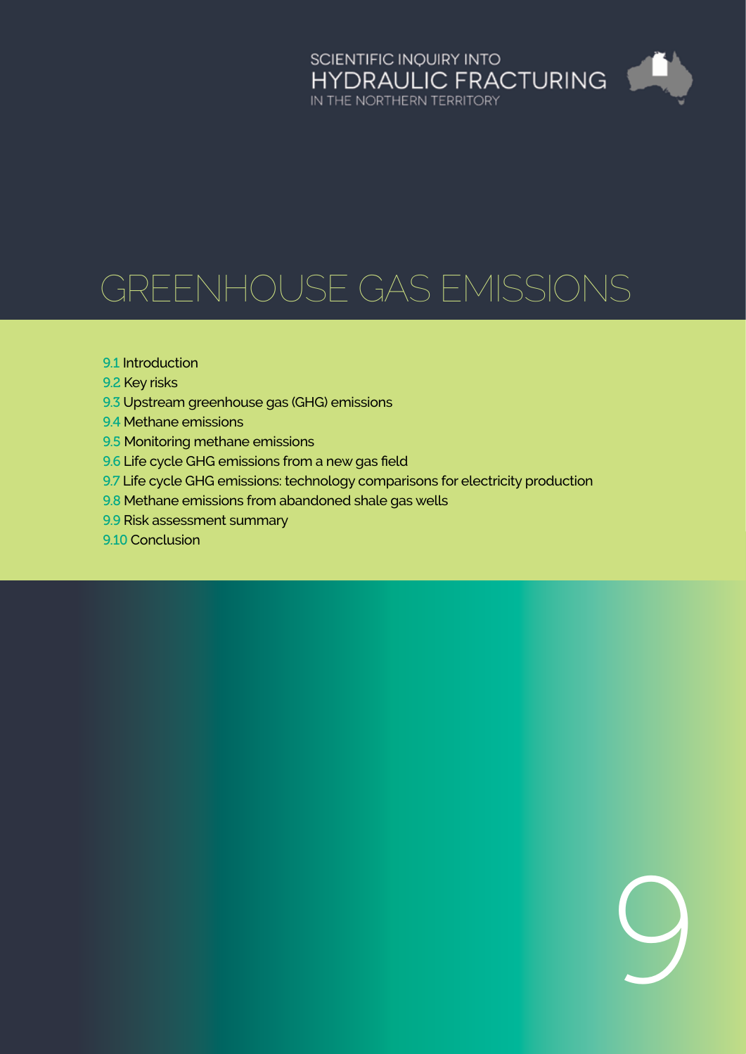SCIENTIFIC INQUIRY INTO HYDRAULIC FRACTURING IN THE NORTHERN TERRITORY

# GREENHOUSE GAS EMISSIONS

9.1 Introduction
9.2 Key risks
9.3 Upstream greenhouse gas (GHG) emissions
9.4 Methane emissions
9.5 Monitoring methane emissions
9.6 Life cycle GHG emissions from a new gas field
9.7 Life cycle GHG emissions: technology comparisons for electricity production
9.8 Methane emissions from abandoned shale gas wells
9.9 Risk assessment summary
9.10 Conclusion

9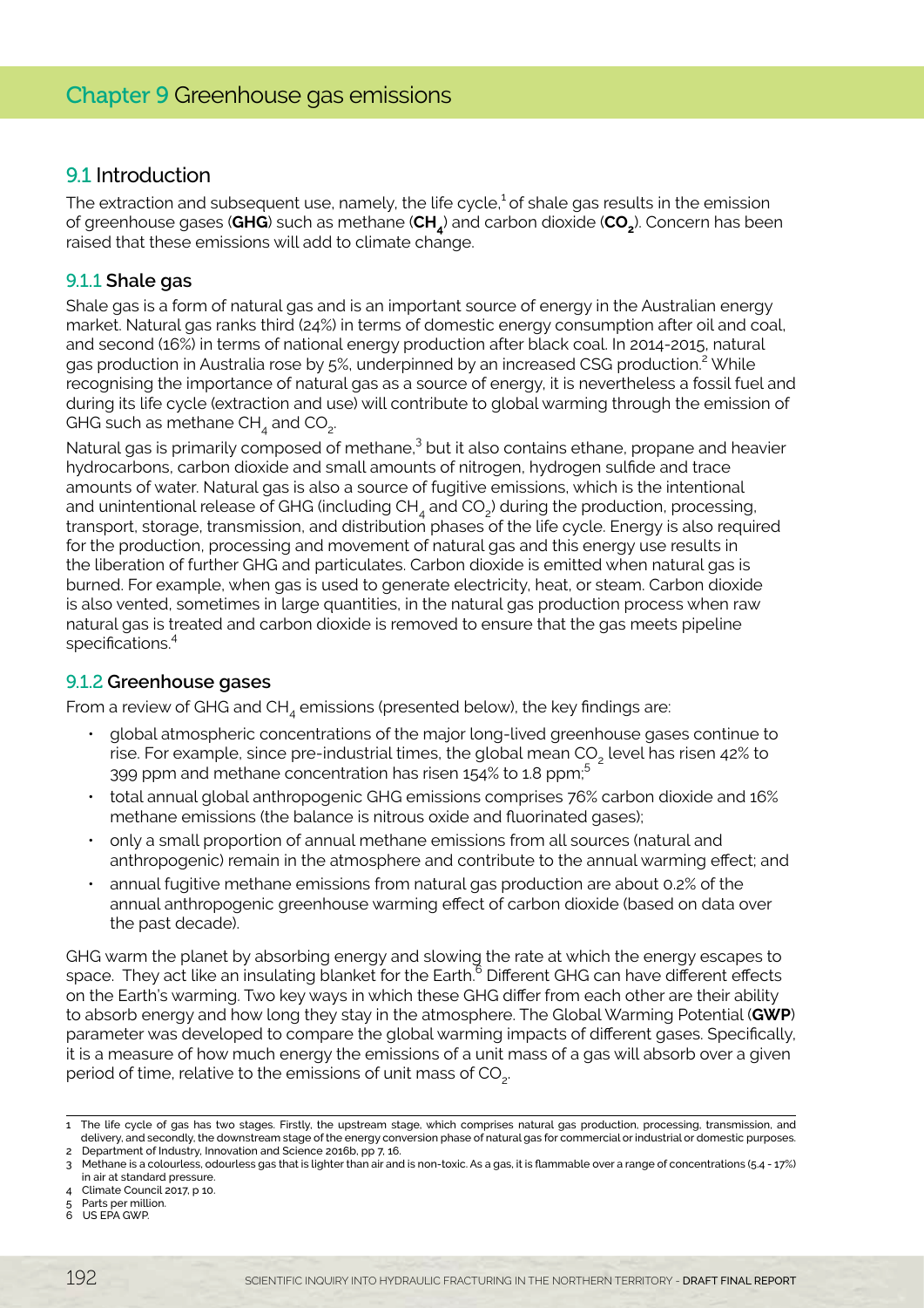# Chapter 9 Greenhouse gas emissions

## 9.1 Introduction

The extraction and subsequent use, namely, the life cycle,[1] of shale gas results in the emission of greenhouse gases (**GHG**) such as methane (**$CH_4$**) and carbon dioxide (**$CO_2$**). Concern has been raised that these emissions will add to climate change.

### 9.1.1 Shale gas

Shale gas is a form of natural gas and is an important source of energy in the Australian energy market. Natural gas ranks third (24%) in terms of domestic energy consumption after oil and coal, and second (16%) in terms of national energy production after black coal. In 2014-2015, natural gas production in Australia rose by 5%, underpinned by an increased CSG production.[2] While recognising the importance of natural gas as a source of energy, it is nevertheless a fossil fuel and during its life cycle (extraction and use) will contribute to global warming through the emission of GHG such as methane $CH_4$ and $CO_2$.

Natural gas is primarily composed of methane,[3] but it also contains ethane, propane and heavier hydrocarbons, carbon dioxide and small amounts of nitrogen, hydrogen sulfide and trace amounts of water. Natural gas is also a source of fugitive emissions, which is the intentional and unintentional release of GHG (including $CH_4$ and $CO_2$) during the production, processing, transport, storage, transmission, and distribution phases of the life cycle. Energy is also required for the production, processing and movement of natural gas and this energy use results in the liberation of further GHG and particulates. Carbon dioxide is emitted when natural gas is burned. For example, when gas is used to generate electricity, heat, or steam. Carbon dioxide is also vented, sometimes in large quantities, in the natural gas production process when raw natural gas is treated and carbon dioxide is removed to ensure that the gas meets pipeline specifications.[4]

### 9.1.2 Greenhouse gases

From a review of GHG and $CH_4$ emissions (presented below), the key findings are:

- global atmospheric concentrations of the major long-lived greenhouse gases continue to rise. For example, since pre-industrial times, the global mean $CO_2$ level has risen 42% to 399 ppm and methane concentration has risen 154% to 1.8 ppm;[5]
- total annual global anthropogenic GHG emissions comprises 76% carbon dioxide and 16% methane emissions (the balance is nitrous oxide and fluorinated gases);
- only a small proportion of annual methane emissions from all sources (natural and anthropogenic) remain in the atmosphere and contribute to the annual warming effect; and
- annual fugitive methane emissions from natural gas production are about 0.2% of the annual anthropogenic greenhouse warming effect of carbon dioxide (based on data over the past decade).

GHG warm the planet by absorbing energy and slowing the rate at which the energy escapes to space. They act like an insulating blanket for the Earth.[6] Different GHG can have different effects on the Earth's warming. Two key ways in which these GHG differ from each other are their ability to absorb energy and how long they stay in the atmosphere. The Global Warming Potential (**GWP**) parameter was developed to compare the global warming impacts of different gases. Specifically, it is a measure of how much energy the emissions of a unit mass of a gas will absorb over a given period of time, relative to the emissions of unit mass of $CO_2$.

---

1 The life cycle of gas has two stages. Firstly, the upstream stage, which comprises natural gas production, processing, transmission, and delivery, and secondly, the downstream stage of the energy conversion phase of natural gas for commercial or industrial or domestic purposes.

2 Department of Industry, Innovation and Science 2016b, pp 7, 16.

3 Methane is a colourless, odourless gas that is lighter than air and is non-toxic. As a gas, it is flammable over a range of concentrations (5.4 - 17%) in air at standard pressure.

4 Climate Council 2017, p 10.

5 Parts per million.

6 US EPA GWP.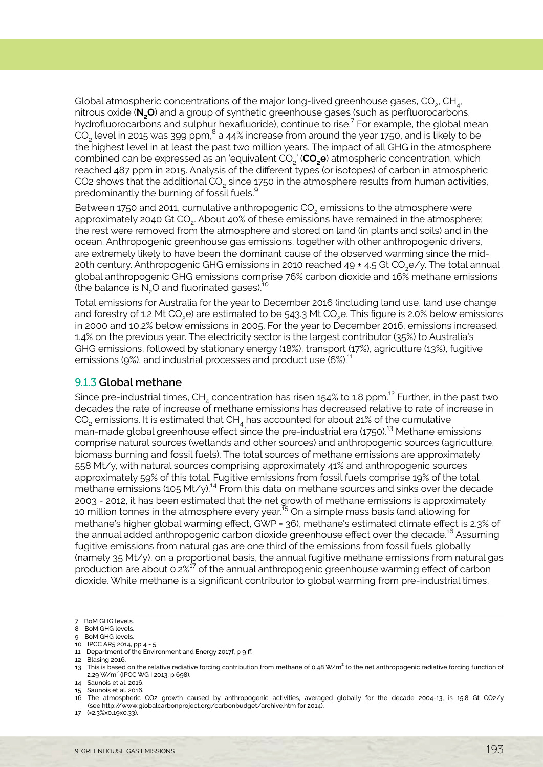Global atmospheric concentrations of the major long-lived greenhouse gases, $CO_2$, $CH_4$, nitrous oxide (**$N_2O$**) and a group of synthetic greenhouse gases (such as perfluorocarbons, hydrofluorocarbons and sulphur hexafluoride), continue to rise.[7] For example, the global mean $CO_2$ level in 2015 was 399 ppm,[8] a 44% increase from around the year 1750, and is likely to be the highest level in at least the past two million years. The impact of all GHG in the atmosphere combined can be expressed as an 'equivalent $CO_2$' (**$CO_2e$**) atmospheric concentration, which reached 487 ppm in 2015. Analysis of the different types (or isotopes) of carbon in atmospheric CO2 shows that the additional $CO_2$ since 1750 in the atmosphere results from human activities, predominantly the burning of fossil fuels.[9]

Between 1750 and 2011, cumulative anthropogenic $CO_2$ emissions to the atmosphere were approximately 2040 Gt $CO_2$. About 40% of these emissions have remained in the atmosphere; the rest were removed from the atmosphere and stored on land (in plants and soils) and in the ocean. Anthropogenic greenhouse gas emissions, together with other anthropogenic drivers, are extremely likely to have been the dominant cause of the observed warming since the mid-20th century. Anthropogenic GHG emissions in 2010 reached 49 ± 4.5 Gt $CO_2e$/y. The total annual global anthropogenic GHG emissions comprise 76% carbon dioxide and 16% methane emissions (the balance is $N_2O$ and fluorinated gases).[10]

Total emissions for Australia for the year to December 2016 (including land use, land use change and forestry of 1.2 Mt $CO_2e$) are estimated to be 543.3 Mt $CO_2e$. This figure is 2.0% below emissions in 2000 and 10.2% below emissions in 2005. For the year to December 2016, emissions increased 1.4% on the previous year. The electricity sector is the largest contributor (35%) to Australia's GHG emissions, followed by stationary energy (18%), transport (17%), agriculture (13%), fugitive emissions (9%), and industrial processes and product use (6%).[11]

### 9.1.3 Global methane

Since pre-industrial times, $CH_4$ concentration has risen 154% to 1.8 ppm.[12] Further, in the past two decades the rate of increase of methane emissions has decreased relative to rate of increase in $CO_2$ emissions. It is estimated that $CH_4$ has accounted for about 21% of the cumulative man-made global greenhouse effect since the pre-industrial era (1750).[13] Methane emissions comprise natural sources (wetlands and other sources) and anthropogenic sources (agriculture, biomass burning and fossil fuels). The total sources of methane emissions are approximately 558 Mt/y, with natural sources comprising approximately 41% and anthropogenic sources approximately 59% of this total. Fugitive emissions from fossil fuels comprise 19% of the total methane emissions (105 Mt/y).[14] From this data on methane sources and sinks over the decade 2003 - 2012, it has been estimated that the net growth of methane emissions is approximately 10 million tonnes in the atmosphere every year.[15] On a simple mass basis (and allowing for methane's higher global warming effect, GWP = 36), methane's estimated climate effect is 2.3% of the annual added anthropogenic carbon dioxide greenhouse effect over the decade.[16] Assuming fugitive emissions from natural gas are one third of the emissions from fossil fuels globally (namely 35 Mt/y), on a proportional basis, the annual fugitive methane emissions from natural gas production are about 0.2%[17] of the annual anthropogenic greenhouse warming effect of carbon dioxide. While methane is a significant contributor to global warming from pre-industrial times,

---

7 BoM GHG levels.
8 BoM GHG levels.
9 BoM GHG levels.
10 IPCC AR5 2014, pp 4 - 5.
11 Department of the Environment and Energy 2017f, p 9 ff.
12 Blasing 2016.
13 This is based on the relative radiative forcing contribution from methane of 0.48 $W/m^2$ to the net anthropogenic radiative forcing function of 2.29 $W/m^2$ (IPCC WG I 2013, p 698).
14 Saunois et al. 2016.
15 Saunois et al. 2016.
16 The atmospheric CO2 growth caused by anthropogenic activities, averaged globally for the decade 2004-13, is 15.8 Gt CO2/y (see http://www.globalcarbonproject.org/carbonbudget/archive.htm for 2014).
17 (=2.3%x0.19x0.33).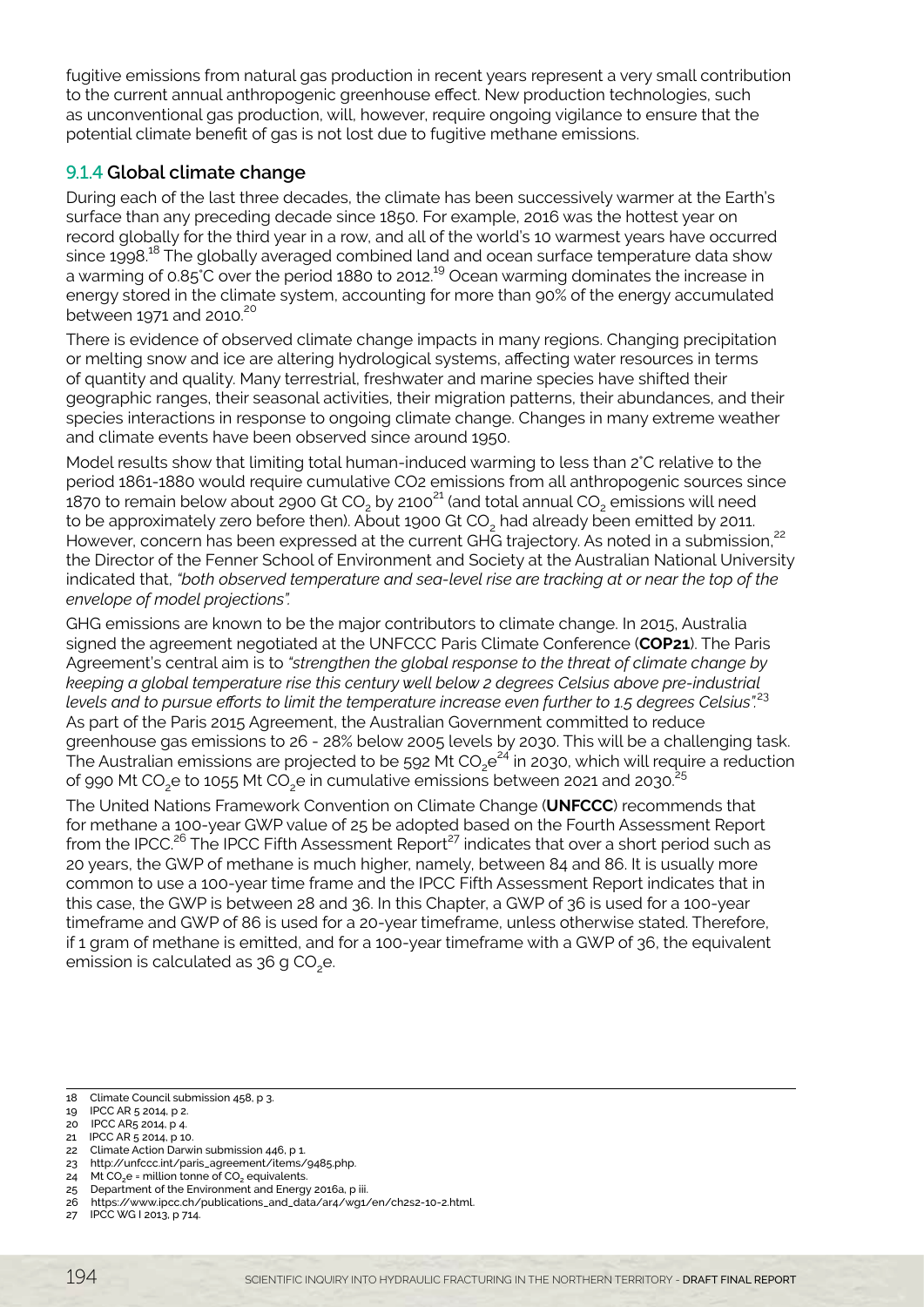fugitive emissions from natural gas production in recent years represent a very small contribution to the current annual anthropogenic greenhouse effect. New production technologies, such as unconventional gas production, will, however, require ongoing vigilance to ensure that the potential climate benefit of gas is not lost due to fugitive methane emissions.

### 9.1.4 Global climate change

During each of the last three decades, the climate has been successively warmer at the Earth's surface than any preceding decade since 1850. For example, 2016 was the hottest year on record globally for the third year in a row, and all of the world's 10 warmest years have occurred since 1998.[18] The globally averaged combined land and ocean surface temperature data show a warming of 0.85°C over the period 1880 to 2012.[19] Ocean warming dominates the increase in energy stored in the climate system, accounting for more than 90% of the energy accumulated between 1971 and 2010.[20]

There is evidence of observed climate change impacts in many regions. Changing precipitation or melting snow and ice are altering hydrological systems, affecting water resources in terms of quantity and quality. Many terrestrial, freshwater and marine species have shifted their geographic ranges, their seasonal activities, their migration patterns, their abundances, and their species interactions in response to ongoing climate change. Changes in many extreme weather and climate events have been observed since around 1950.

Model results show that limiting total human-induced warming to less than 2°C relative to the period 1861-1880 would require cumulative CO2 emissions from all anthropogenic sources since 1870 to remain below about 2900 Gt $CO_2$ by 2100[21] (and total annual $CO_2$ emissions will need to be approximately zero before then). About 1900 Gt $CO_2$ had already been emitted by 2011. However, concern has been expressed at the current GHG trajectory. As noted in a submission,[22] the Director of the Fenner School of Environment and Society at the Australian National University indicated that, *"both observed temperature and sea-level rise are tracking at or near the top of the envelope of model projections"*.

GHG emissions are known to be the major contributors to climate change. In 2015, Australia signed the agreement negotiated at the UNFCCC Paris Climate Conference (**COP21**). The Paris Agreement's central aim is to *"strengthen the global response to the threat of climate change by keeping a global temperature rise this century well below 2 degrees Celsius above pre-industrial levels and to pursue efforts to limit the temperature increase even further to 1.5 degrees Celsius"*.[23] As part of the Paris 2015 Agreement, the Australian Government committed to reduce greenhouse gas emissions to 26 - 28% below 2005 levels by 2030. This will be a challenging task. The Australian emissions are projected to be 592 Mt $CO_2e$[24] in 2030, which will require a reduction of 990 Mt $CO_2e$ to 1055 Mt $CO_2e$ in cumulative emissions between 2021 and 2030.[25]

The United Nations Framework Convention on Climate Change (**UNFCCC**) recommends that for methane a 100-year GWP value of 25 be adopted based on the Fourth Assessment Report from the IPCC.[26] The IPCC Fifth Assessment Report[27] indicates that over a short period such as 20 years, the GWP of methane is much higher, namely, between 84 and 86. It is usually more common to use a 100-year time frame and the IPCC Fifth Assessment Report indicates that in this case, the GWP is between 28 and 36. In this Chapter, a GWP of 36 is used for a 100-year timeframe and GWP of 86 is used for a 20-year timeframe, unless otherwise stated. Therefore, if 1 gram of methane is emitted, and for a 100-year timeframe with a GWP of 36, the equivalent emission is calculated as 36 g $CO_2e$.

---

18 Climate Council submission 458, p 3.
19 IPCC AR 5 2014, p 2.
20 IPCC AR5 2014, p 4.
21 IPCC AR 5 2014, p 10.
22 Climate Action Darwin submission 446, p 1.
23 http://unfccc.int/paris_agreement/items/9485.php.
24 Mt $CO_2e$ = million tonne of $CO_2$ equivalents.
25 Department of the Environment and Energy 2016a, p iii.
26 https://www.ipcc.ch/publications_and_data/ar4/wg1/en/ch2s2-10-2.html.
27 IPCC WG I 2013, p 714.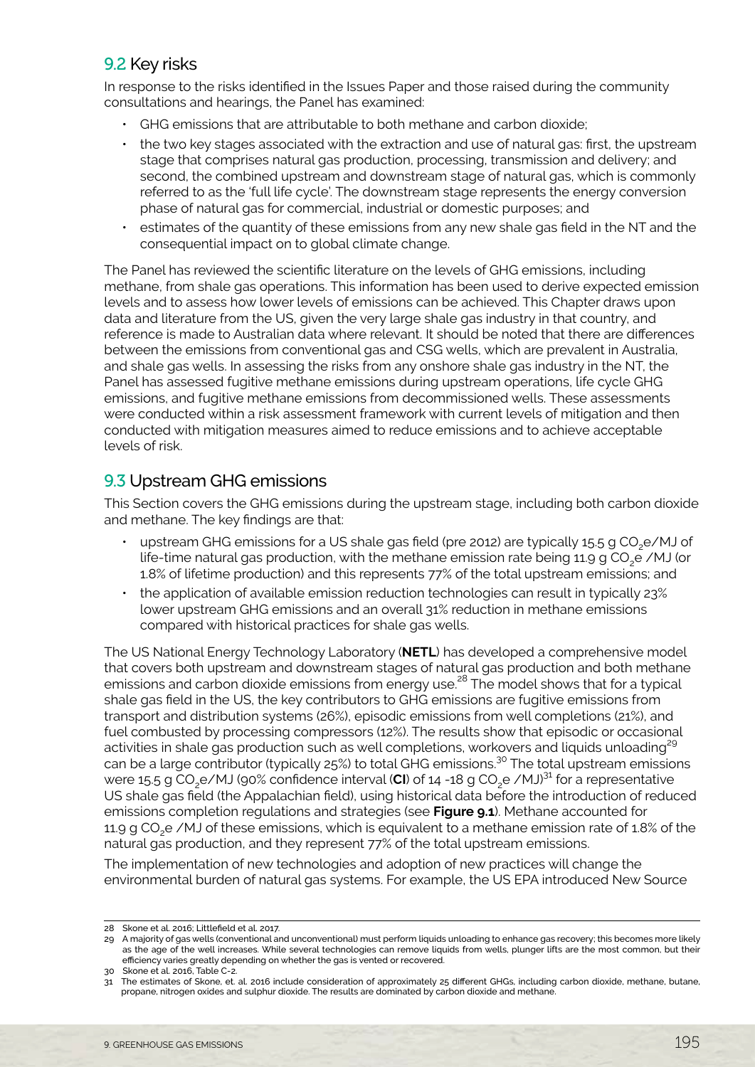## 9.2 Key risks

In response to the risks identified in the Issues Paper and those raised during the community consultations and hearings, the Panel has examined:

- GHG emissions that are attributable to both methane and carbon dioxide;
- the two key stages associated with the extraction and use of natural gas: first, the upstream stage that comprises natural gas production, processing, transmission and delivery; and second, the combined upstream and downstream stage of natural gas, which is commonly referred to as the 'full life cycle'. The downstream stage represents the energy conversion phase of natural gas for commercial, industrial or domestic purposes; and
- estimates of the quantity of these emissions from any new shale gas field in the NT and the consequential impact on to global climate change.

The Panel has reviewed the scientific literature on the levels of GHG emissions, including methane, from shale gas operations. This information has been used to derive expected emission levels and to assess how lower levels of emissions can be achieved. This Chapter draws upon data and literature from the US, given the very large shale gas industry in that country, and reference is made to Australian data where relevant. It should be noted that there are differences between the emissions from conventional gas and CSG wells, which are prevalent in Australia, and shale gas wells. In assessing the risks from any onshore shale gas industry in the NT, the Panel has assessed fugitive methane emissions during upstream operations, life cycle GHG emissions, and fugitive methane emissions from decommissioned wells. These assessments were conducted within a risk assessment framework with current levels of mitigation and then conducted with mitigation measures aimed to reduce emissions and to achieve acceptable levels of risk.

## 9.3 Upstream GHG emissions

This Section covers the GHG emissions during the upstream stage, including both carbon dioxide and methane. The key findings are that:

- upstream GHG emissions for a US shale gas field (pre 2012) are typically 15.5 g $CO_2$e/MJ of life-time natural gas production, with the methane emission rate being 11.9 g $CO_2$e /MJ (or 1.8% of lifetime production) and this represents 77% of the total upstream emissions; and
- the application of available emission reduction technologies can result in typically 23% lower upstream GHG emissions and an overall 31% reduction in methane emissions compared with historical practices for shale gas wells.

The US National Energy Technology Laboratory (**NETL**) has developed a comprehensive model that covers both upstream and downstream stages of natural gas production and both methane emissions and carbon dioxide emissions from energy use.[28] The model shows that for a typical shale gas field in the US, the key contributors to GHG emissions are fugitive emissions from transport and distribution systems (26%), episodic emissions from well completions (21%), and fuel combusted by processing compressors (12%). The results show that episodic or occasional activities in shale gas production such as well completions, workovers and liquids unloading[29] can be a large contributor (typically 25%) to total GHG emissions.[30] The total upstream emissions were 15.5 g $CO_2$e/MJ (90% confidence interval (**CI**) of 14 -18 g $CO_2$e /MJ)[31] for a representative US shale gas field (the Appalachian field), using historical data before the introduction of reduced emissions completion regulations and strategies (see **Figure 9.1**). Methane accounted for 11.9 g $CO_2$e /MJ of these emissions, which is equivalent to a methane emission rate of 1.8% of the natural gas production, and they represent 77% of the total upstream emissions.

The implementation of new technologies and adoption of new practices will change the environmental burden of natural gas systems. For example, the US EPA introduced New Source

---

28 Skone et al. 2016; Littlefield et al. 2017.

29 A majority of gas wells (conventional and unconventional) must perform liquids unloading to enhance gas recovery; this becomes more likely as the age of the well increases. While several technologies can remove liquids from wells, plunger lifts are the most common, but their efficiency varies greatly depending on whether the gas is vented or recovered.

30 Skone et al. 2016, Table C-2.

31 The estimates of Skone, et. al. 2016 include consideration of approximately 25 different GHGs, including carbon dioxide, methane, butane, propane, nitrogen oxides and sulphur dioxide. The results are dominated by carbon dioxide and methane.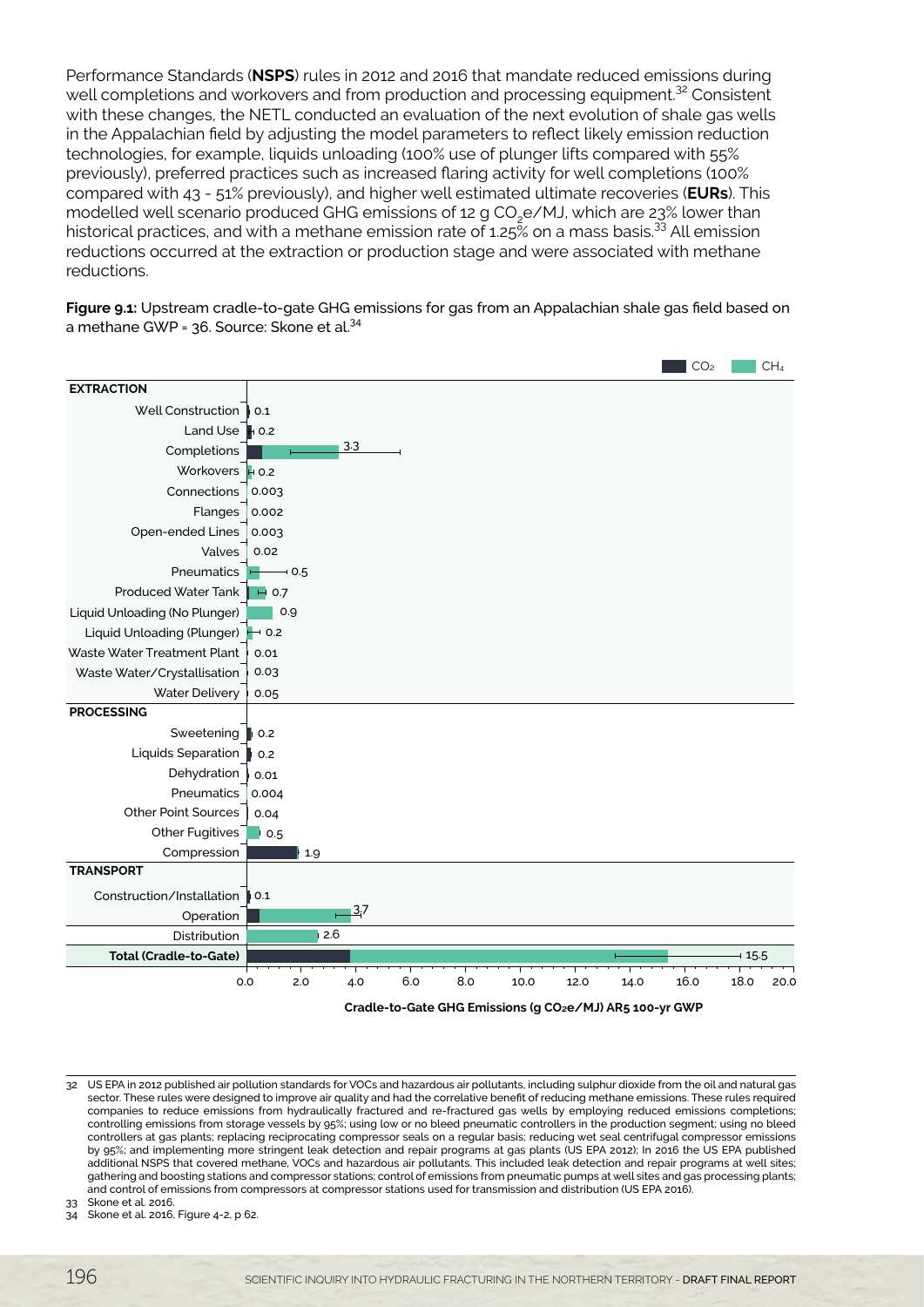Performance Standards (**NSPS**) rules in 2012 and 2016 that mandate reduced emissions during well completions and workovers and from production and processing equipment.[32] Consistent with these changes, the NETL conducted an evaluation of the next evolution of shale gas wells in the Appalachian field by adjusting the model parameters to reflect likely emission reduction technologies, for example, liquids unloading (100% use of plunger lifts compared with 55% previously), preferred practices such as increased flaring activity for well completions (100% compared with 43 - 51% previously), and higher well estimated ultimate recoveries (**EURs**). This modelled well scenario produced GHG emissions of 12 g $CO_2$e/MJ, which are 23% lower than historical practices, and with a methane emission rate of 1.25% on a mass basis.[33] All emission reductions occurred at the extraction or production stage and were associated with methane reductions.

**Figure 9.1:** Upstream cradle-to-gate GHG emissions for gas from an Appalachian shale gas field based on a methane GWP = 36. Source: Skone et al.[34]

| Stage | Cradle-to-Gate GHG Emissions (g $CO_2$e/MJ) AR5 100-yr GWP |
|---|---|
| **EXTRACTION** | |
| Well Construction | 0.1 |
| Land Use | 0.2 |
| Completions | 3.3 |
| Workovers | 0.2 |
| Connections | 0.003 |
| Flanges | 0.002 |
| Open-ended Lines | 0.003 |
| Valves | 0.02 |
| Pneumatics | 0.5 |
| Produced Water Tank | 0.7 |
| Liquid Unloading (No Plunger) | 0.9 |
| Liquid Unloading (Plunger) | 0.2 |
| Waste Water Treatment Plant | 0.01 |
| Waste Water/Crystallisation | 0.03 |
| Water Delivery | 0.05 |
| **PROCESSING** | |
| Sweetening | 0.2 |
| Liquids Separation | 0.2 |
| Dehydration | 0.01 |
| Pneumatics | 0.004 |
| Other Point Sources | 0.04 |
| Other Fugitives | 0.5 |
| Compression | 1.9 |
| **TRANSPORT** | |
| Construction/Installation | 0.1 |
| Operation | 3.7 |
| Distribution | 2.6 |
| **Total (Cradle-to-Gate)** | 15.5 |

---

32 US EPA in 2012 published air pollution standards for VOCs and hazardous air pollutants, including sulphur dioxide from the oil and natural gas sector. These rules were designed to improve air quality and had the correlative benefit of reducing methane emissions. These rules required companies to reduce emissions from hydraulically fractured and re-fractured gas wells by employing reduced emissions completions; controlling emissions from storage vessels by 95%; using low or no bleed pneumatic controllers in the production segment; using no bleed controllers at gas plants; replacing reciprocating compressor seals on a regular basis; reducing wet seal centrifugal compressor emissions by 95%; and implementing more stringent leak detection and repair programs at gas plants (US EPA 2012); In 2016 the US EPA published additional NSPS that covered methane, VOCs and hazardous air pollutants. This included leak detection and repair programs at well sites; gathering and boosting stations and compressor stations; control of emissions from pneumatic pumps at well sites and gas processing plants; and control of emissions from compressors at compressor stations used for transmission and distribution (US EPA 2016).

33 Skone et al. 2016.

34 Skone et al. 2016, Figure 4-2, p 62.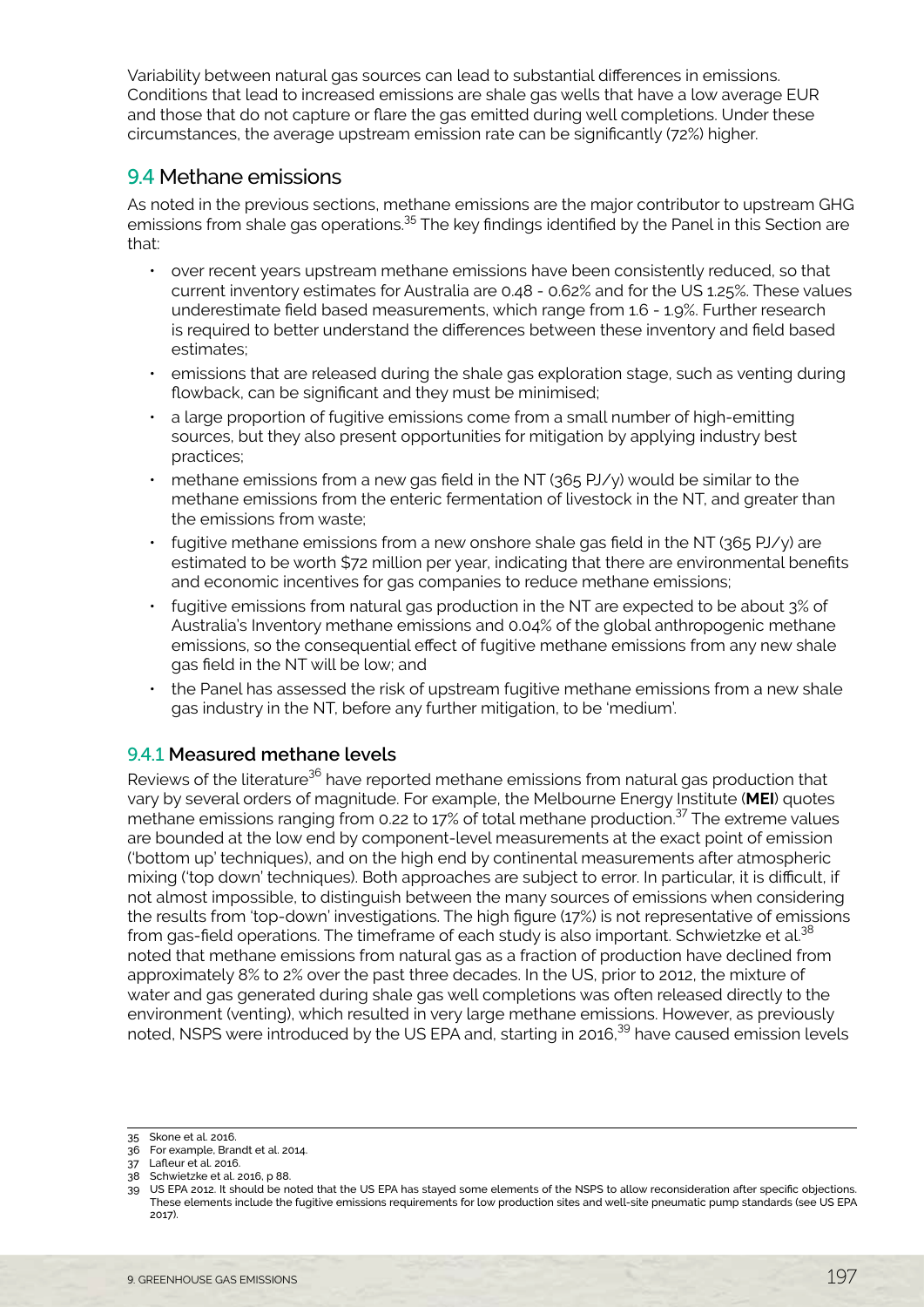Variability between natural gas sources can lead to substantial differences in emissions. Conditions that lead to increased emissions are shale gas wells that have a low average EUR and those that do not capture or flare the gas emitted during well completions. Under these circumstances, the average upstream emission rate can be significantly (72%) higher.

## 9.4 Methane emissions

As noted in the previous sections, methane emissions are the major contributor to upstream GHG emissions from shale gas operations.[35] The key findings identified by the Panel in this Section are that:

- over recent years upstream methane emissions have been consistently reduced, so that current inventory estimates for Australia are 0.48 - 0.62% and for the US 1.25%. These values underestimate field based measurements, which range from 1.6 - 1.9%. Further research is required to better understand the differences between these inventory and field based estimates;
- emissions that are released during the shale gas exploration stage, such as venting during flowback, can be significant and they must be minimised;
- a large proportion of fugitive emissions come from a small number of high-emitting sources, but they also present opportunities for mitigation by applying industry best practices;
- methane emissions from a new gas field in the NT (365 PJ/y) would be similar to the methane emissions from the enteric fermentation of livestock in the NT, and greater than the emissions from waste;
- fugitive methane emissions from a new onshore shale gas field in the NT (365 PJ/y) are estimated to be worth $72 million per year, indicating that there are environmental benefits and economic incentives for gas companies to reduce methane emissions;
- fugitive emissions from natural gas production in the NT are expected to be about 3% of Australia's Inventory methane emissions and 0.04% of the global anthropogenic methane emissions, so the consequential effect of fugitive methane emissions from any new shale gas field in the NT will be low; and
- the Panel has assessed the risk of upstream fugitive methane emissions from a new shale gas industry in the NT, before any further mitigation, to be 'medium'.

### 9.4.1 Measured methane levels

Reviews of the literature[36] have reported methane emissions from natural gas production that vary by several orders of magnitude. For example, the Melbourne Energy Institute (**MEI**) quotes methane emissions ranging from 0.22 to 17% of total methane production.[37] The extreme values are bounded at the low end by component-level measurements at the exact point of emission ('bottom up' techniques), and on the high end by continental measurements after atmospheric mixing ('top down' techniques). Both approaches are subject to error. In particular, it is difficult, if not almost impossible, to distinguish between the many sources of emissions when considering the results from 'top-down' investigations. The high figure (17%) is not representative of emissions from gas-field operations. The timeframe of each study is also important. Schwietzke et al.[38] noted that methane emissions from natural gas as a fraction of production have declined from approximately 8% to 2% over the past three decades. In the US, prior to 2012, the mixture of water and gas generated during shale gas well completions was often released directly to the environment (venting), which resulted in very large methane emissions. However, as previously noted, NSPS were introduced by the US EPA and, starting in 2016,[39] have caused emission levels

---

35 Skone et al. 2016.

36 For example, Brandt et al. 2014.

37 Lafleur et al. 2016.

38 Schwietzke et al. 2016, p 88.

39 US EPA 2012. It should be noted that the US EPA has stayed some elements of the NSPS to allow reconsideration after specific objections. These elements include the fugitive emissions requirements for low production sites and well-site pneumatic pump standards (see US EPA 2017).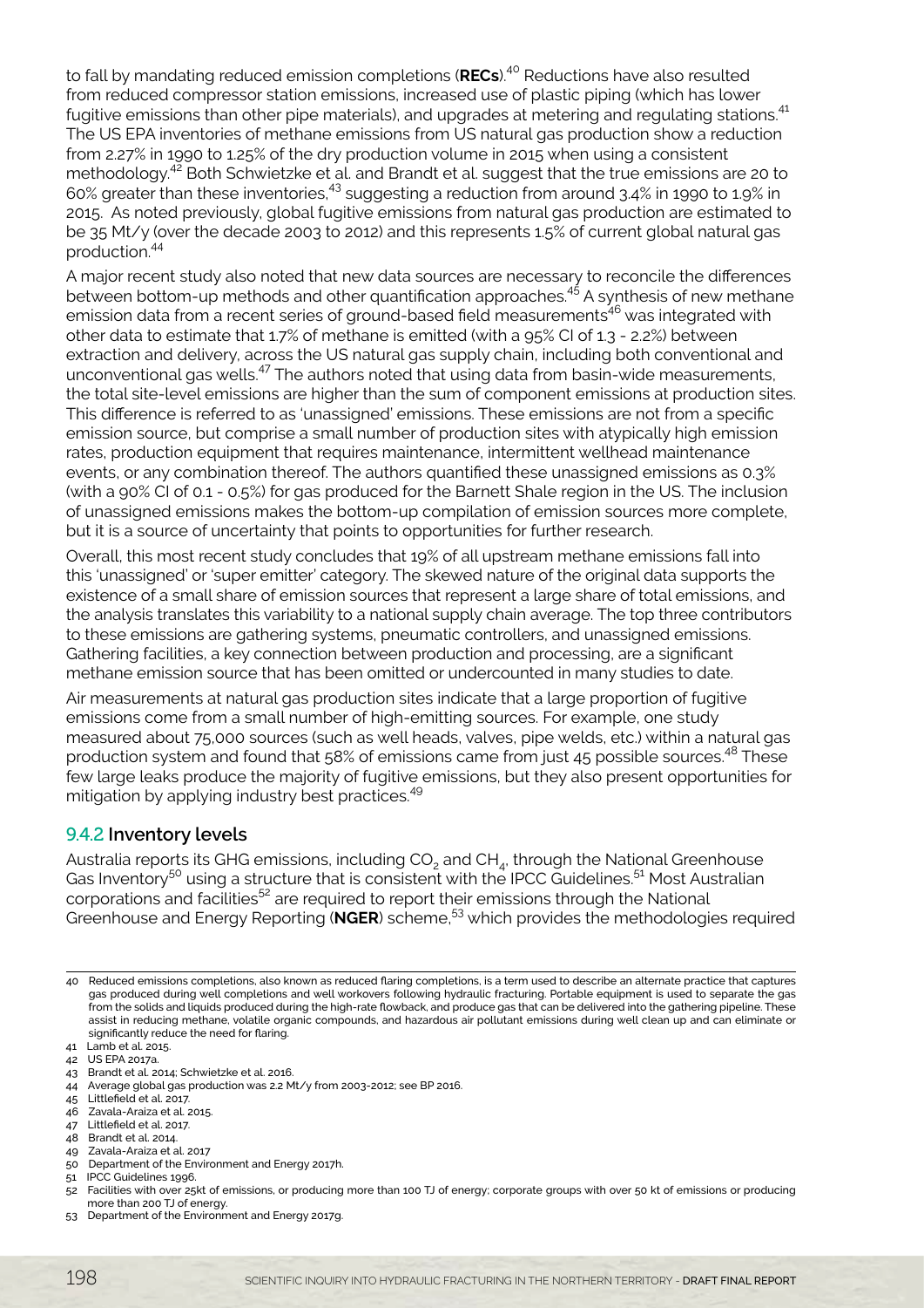to fall by mandating reduced emission completions (**RECs**).[40] Reductions have also resulted from reduced compressor station emissions, increased use of plastic piping (which has lower fugitive emissions than other pipe materials), and upgrades at metering and regulating stations.[41] The US EPA inventories of methane emissions from US natural gas production show a reduction from 2.27% in 1990 to 1.25% of the dry production volume in 2015 when using a consistent methodology.[42] Both Schwietzke et al. and Brandt et al. suggest that the true emissions are 20 to 60% greater than these inventories,[43] suggesting a reduction from around 3.4% in 1990 to 1.9% in 2015. As noted previously, global fugitive emissions from natural gas production are estimated to be 35 Mt/y (over the decade 2003 to 2012) and this represents 1.5% of current global natural gas production.[44]

A major recent study also noted that new data sources are necessary to reconcile the differences between bottom-up methods and other quantification approaches.[45] A synthesis of new methane emission data from a recent series of ground-based field measurements[46] was integrated with other data to estimate that 1.7% of methane is emitted (with a 95% CI of 1.3 - 2.2%) between extraction and delivery, across the US natural gas supply chain, including both conventional and unconventional gas wells.[47] The authors noted that using data from basin-wide measurements, the total site-level emissions are higher than the sum of component emissions at production sites. This difference is referred to as 'unassigned' emissions. These emissions are not from a specific emission source, but comprise a small number of production sites with atypically high emission rates, production equipment that requires maintenance, intermittent wellhead maintenance events, or any combination thereof. The authors quantified these unassigned emissions as 0.3% (with a 90% CI of 0.1 - 0.5%) for gas produced for the Barnett Shale region in the US. The inclusion of unassigned emissions makes the bottom-up compilation of emission sources more complete, but it is a source of uncertainty that points to opportunities for further research.

Overall, this most recent study concludes that 19% of all upstream methane emissions fall into this 'unassigned' or 'super emitter' category. The skewed nature of the original data supports the existence of a small share of emission sources that represent a large share of total emissions, and the analysis translates this variability to a national supply chain average. The top three contributors to these emissions are gathering systems, pneumatic controllers, and unassigned emissions. Gathering facilities, a key connection between production and processing, are a significant methane emission source that has been omitted or undercounted in many studies to date.

Air measurements at natural gas production sites indicate that a large proportion of fugitive emissions come from a small number of high-emitting sources. For example, one study measured about 75,000 sources (such as well heads, valves, pipe welds, etc.) within a natural gas production system and found that 58% of emissions came from just 45 possible sources.[48] These few large leaks produce the majority of fugitive emissions, but they also present opportunities for mitigation by applying industry best practices.[49]

### 9.4.2 Inventory levels

Australia reports its GHG emissions, including $CO_2$ and $CH_4$, through the National Greenhouse Gas Inventory[50] using a structure that is consistent with the IPCC Guidelines.[51] Most Australian corporations and facilities[52] are required to report their emissions through the National Greenhouse and Energy Reporting (**NGER**) scheme,[53] which provides the methodologies required

---

40 Reduced emissions completions, also known as reduced flaring completions, is a term used to describe an alternate practice that captures gas produced during well completions and well workovers following hydraulic fracturing. Portable equipment is used to separate the gas from the solids and liquids produced during the high-rate flowback, and produce gas that can be delivered into the gathering pipeline. These assist in reducing methane, volatile organic compounds, and hazardous air pollutant emissions during well clean up and can eliminate or significantly reduce the need for flaring.

41 Lamb et al. 2015.

42 US EPA 2017a.

43 Brandt et al. 2014; Schwietzke et al. 2016.

44 Average global gas production was 2.2 Mt/y from 2003-2012; see BP 2016.

45 Littlefield et al. 2017.

46 Zavala-Araiza et al. 2015.

47 Littlefield et al. 2017.

48 Brandt et al. 2014.

49 Zavala-Araiza et al. 2017

50 Department of the Environment and Energy 2017h.

51 IPCC Guidelines 1996.

52 Facilities with over 25kt of emissions, or producing more than 100 TJ of energy; corporate groups with over 50 kt of emissions or producing more than 200 TJ of energy.

53 Department of the Environment and Energy 2017g.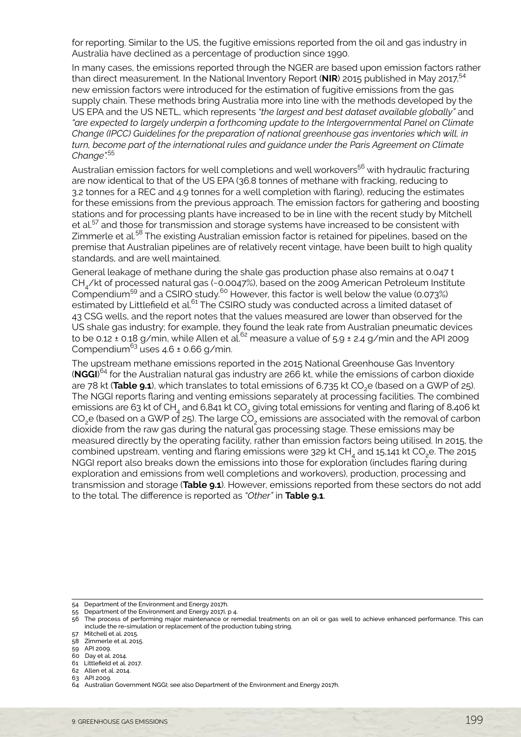for reporting. Similar to the US, the fugitive emissions reported from the oil and gas industry in Australia have declined as a percentage of production since 1990.

In many cases, the emissions reported through the NGER are based upon emission factors rather than direct measurement. In the National Inventory Report (**NIR**) 2015 published in May 2017,[54] new emission factors were introduced for the estimation of fugitive emissions from the gas supply chain. These methods bring Australia more into line with the methods developed by the US EPA and the US NETL, which represents *"the largest and best dataset available globally"* and *"are expected to largely underpin a forthcoming update to the Intergovernmental Panel on Climate Change (IPCC) Guidelines for the preparation of national greenhouse gas inventories which will, in turn, become part of the international rules and guidance under the Paris Agreement on Climate Change"*.[55]

Australian emission factors for well completions and well workovers[56] with hydraulic fracturing are now identical to that of the US EPA (36.8 tonnes of methane with fracking, reducing to 3.2 tonnes for a REC and 4.9 tonnes for a well completion with flaring), reducing the estimates for these emissions from the previous approach. The emission factors for gathering and boosting stations and for processing plants have increased to be in line with the recent study by Mitchell et al.[57] and those for transmission and storage systems have increased to be consistent with Zimmerle et al.[58] The existing Australian emission factor is retained for pipelines, based on the premise that Australian pipelines are of relatively recent vintage, have been built to high quality standards, and are well maintained.

General leakage of methane during the shale gas production phase also remains at 0.047 t $CH_4$/kt of processed natural gas (~0.0047%), based on the 2009 American Petroleum Institute Compendium[59] and a CSIRO study.[60] However, this factor is well below the value (0.073%) estimated by Littlefield et al.[61] The CSIRO study was conducted across a limited dataset of 43 CSG wells, and the report notes that the values measured are lower than observed for the US shale gas industry; for example, they found the leak rate from Australian pneumatic devices to be 0.12 ± 0.18 g/min, while Allen et al.[62] measure a value of 5.9 ± 2.4 g/min and the API 2009 Compendium[63] uses 4.6 ± 0.66 g/min.

The upstream methane emissions reported in the 2015 National Greenhouse Gas Inventory (**NGGI**)[64] for the Australian natural gas industry are 266 kt, while the emissions of carbon dioxide are 78 kt (**Table 9.1**), which translates to total emissions of 6,735 kt $CO_2$e (based on a GWP of 25). The NGGI reports flaring and venting emissions separately at processing facilities. The combined emissions are 63 kt of $CH_4$ and 6,841 kt $CO_2$ giving total emissions for venting and flaring of 8,406 kt $CO_2$e (based on a GWP of 25). The large $CO_2$ emissions are associated with the removal of carbon dioxide from the raw gas during the natural gas processing stage. These emissions may be measured directly by the operating facility, rather than emission factors being utilised. In 2015, the combined upstream, venting and flaring emissions were 329 kt $CH_4$ and 15,141 kt $CO_2$e. The 2015 NGGI report also breaks down the emissions into those for exploration (includes flaring during exploration and emissions from well completions and workovers), production, processing and transmission and storage (**Table 9.1**). However, emissions reported from these sectors do not add to the total. The difference is reported as *"Other"* in **Table 9.1**.

54 Department of the Environment and Energy 2017h.
55 Department of the Environment and Energy 2017i, p 4.
56 The process of performing major maintenance or remedial treatments on an oil or gas well to achieve enhanced performance. This can include the re-simulation or replacement of the production tubing string.
57 Mitchell et al. 2015.
58 Zimmerle et al. 2015.
59 API 2009.
60 Day et al. 2014.
61 Littlefield et al. 2017.
62 Allen et al. 2014.
63 API 2009.
64 Australian Government NGGI; see also Department of the Environment and Energy 2017h.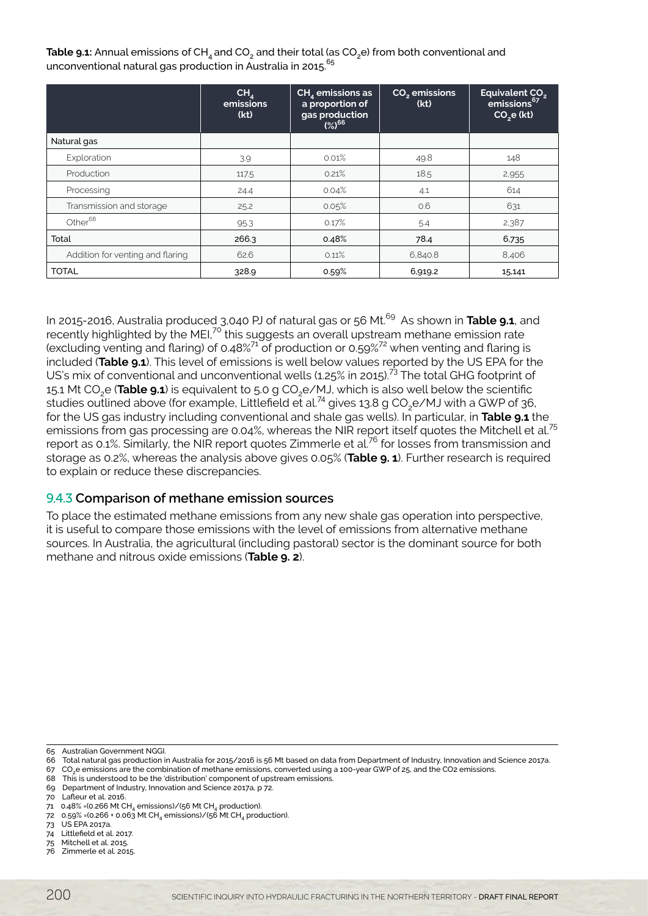**Table 9.1:** Annual emissions of $CH_4$ and $CO_2$ and their total (as $CO_2$e) from both conventional and unconventional natural gas production in Australia in 2015.[65]

| | $CH_4$ emissions (kt) | $CH_4$ emissions as a proportion of gas production (%)[66] | $CO_2$ emissions (kt) | Equivalent $CO_2$ emissions[67] $CO_2$e (kt) |
|---|---|---|---|---|
| Natural gas | | | | |
| Exploration | 3.9 | 0.01% | 49.8 | 148 |
| Production | 117.5 | 0.21% | 18.5 | 2,955 |
| Processing | 24.4 | 0.04% | 4.1 | 614 |
| Transmission and storage | 25.2 | 0.05% | 0.6 | 631 |
| Other[68] | 95.3 | 0.17% | 5.4 | 2,387 |
| Total | 266.3 | 0.48% | 78.4 | 6,735 |
| Addition for venting and flaring | 62.6 | 0.11% | 6,840.8 | 8,406 |
| TOTAL | 328.9 | 0.59% | 6,919.2 | 15,141 |

In 2015-2016, Australia produced 3,040 PJ of natural gas or 56 Mt.[69] As shown in **Table 9.1**, and recently highlighted by the MEI,[70] this suggests an overall upstream methane emission rate (excluding venting and flaring) of 0.48%[71] of production or 0.59%[72] when venting and flaring is included (**Table 9.1**). This level of emissions is well below values reported by the US EPA for the US's mix of conventional and unconventional wells (1.25% in 2015).[73] The total GHG footprint of 15.1 Mt $CO_2$e (**Table 9.1**) is equivalent to 5.0 g $CO_2$e/MJ, which is also well below the scientific studies outlined above (for example, Littlefield et al.[74] gives 13.8 g $CO_2$e/MJ with a GWP of 36, for the US gas industry including conventional and shale gas wells). In particular, in **Table 9.1** the emissions from gas processing are 0.04%, whereas the NIR report itself quotes the Mitchell et al.[75] report as 0.1%. Similarly, the NIR report quotes Zimmerle et al.[76] for losses from transmission and storage as 0.2%, whereas the analysis above gives 0.05% (**Table 9. 1**). Further research is required to explain or reduce these discrepancies.

### 9.4.3 Comparison of methane emission sources

To place the estimated methane emissions from any new shale gas operation into perspective, it is useful to compare those emissions with the level of emissions from alternative methane sources. In Australia, the agricultural (including pastoral) sector is the dominant source for both methane and nitrous oxide emissions (**Table 9. 2**).

---

65 Australian Government NGGI.
66 Total natural gas production in Australia for 2015/2016 is 56 Mt based on data from Department of Industry, Innovation and Science 2017a.
67 $CO_2$e emissions are the combination of methane emissions, converted using a 100-year GWP of 25, and the CO2 emissions.
68 This is understood to be the 'distribution' component of upstream emissions.
69 Department of Industry, Innovation and Science 2017a, p 72.
70 Lafleur et al. 2016.
71 0.48% =(0.266 Mt $CH_4$ emissions)/(56 Mt $CH_4$ production).
72 0.59% =(0.266 + 0.063 Mt $CH_4$ emissions)/(56 Mt $CH_4$ production).
73 US EPA 2017a.
74 Littlefield et al. 2017.
75 Mitchell et al. 2015.
76 Zimmerle et al. 2015.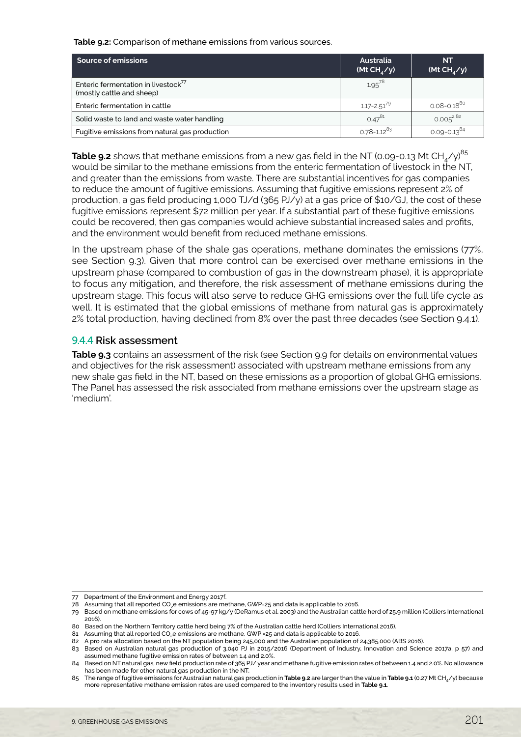**Table 9.2:** Comparison of methane emissions from various sources.

| Source of emissions | Australia (Mt $CH_4$/y) | NT (Mt $CH_4$/y) |
|---|---|---|
| Enteric fermentation in livestock[77] (mostly cattle and sheep) | 1.95[78] | |
| Enteric fermentation in cattle | 1.17-2.51[79] | 0.08-0.18[80] |
| Solid waste to land and waste water handling | 0.47[81] | 0.005[2 82] |
| Fugitive emissions from natural gas production | 0.78-1.12[83] | 0.09-0.13[84] |

**Table 9.2** shows that methane emissions from a new gas field in the NT (0.09-0.13 Mt $CH_4$/y)[85] would be similar to the methane emissions from the enteric fermentation of livestock in the NT, and greater than the emissions from waste. There are substantial incentives for gas companies to reduce the amount of fugitive emissions. Assuming that fugitive emissions represent 2% of production, a gas field producing 1,000 TJ/d (365 PJ/y) at a gas price of $10/GJ, the cost of these fugitive emissions represent $72 million per year. If a substantial part of these fugitive emissions could be recovered, then gas companies would achieve substantial increased sales and profits, and the environment would benefit from reduced methane emissions.

In the upstream phase of the shale gas operations, methane dominates the emissions (77%, see Section 9.3). Given that more control can be exercised over methane emissions in the upstream phase (compared to combustion of gas in the downstream phase), it is appropriate to focus any mitigation, and therefore, the risk assessment of methane emissions during the upstream stage. This focus will also serve to reduce GHG emissions over the full life cycle as well. It is estimated that the global emissions of methane from natural gas is approximately 2% total production, having declined from 8% over the past three decades (see Section 9.4.1).

### 9.4.4 Risk assessment

**Table 9.3** contains an assessment of the risk (see Section 9.9 for details on environmental values and objectives for the risk assessment) associated with upstream methane emissions from any new shale gas field in the NT, based on these emissions as a proportion of global GHG emissions. The Panel has assessed the risk associated from methane emissions over the upstream stage as 'medium'.

---

77 Department of the Environment and Energy 2017f.

78 Assuming that all reported $CO_2$e emissions are methane, GWP=25 and data is applicable to 2016.

79 Based on methane emissions for cows of 45-97 kg/y (DeRamus et al. 2003) and the Australian cattle herd of 25.9 million (Colliers International 2016).

80 Based on the Northern Territory cattle herd being 7% of the Australian cattle herd (Colliers International 2016).

81 Assuming that all reported $CO_2$e emissions are methane, GWP =25 and data is applicable to 2016.

82 A pro rata allocation based on the NT population being 245,000 and the Australian population of 24,385,000 (ABS 2016).

83 Based on Australian natural gas production of 3,040 PJ in 2015/2016 (Department of Industry, Innovation and Science 2017a, p 57) and assumed methane fugitive emission rates of between 1.4 and 2.0%.

84 Based on NT natural gas, new field production rate of 365 PJ/ year and methane fugitive emission rates of between 1.4 and 2.0%. No allowance has been made for other natural gas production in the NT.

85 The range of fugitive emissions for Australian natural gas production in **Table 9.2** are larger than the value in **Table 9.1** (0.27 Mt $CH_4$/y) because more representative methane emission rates are used compared to the inventory results used in **Table 9.1**.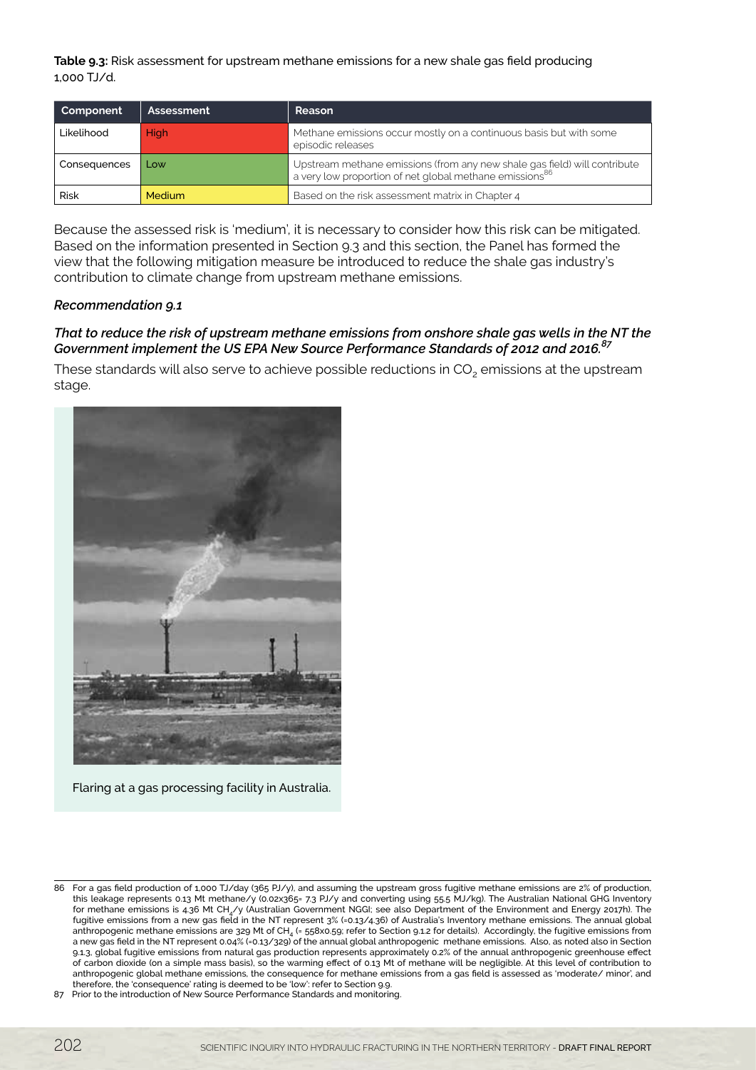**Table 9.3:** Risk assessment for upstream methane emissions for a new shale gas field producing 1,000 TJ/d.

| Component | Assessment | Reason |
|---|---|---|
| Likelihood | High | Methane emissions occur mostly on a continuous basis but with some episodic releases |
| Consequences | Low | Upstream methane emissions (from any new shale gas field) will contribute a very low proportion of net global methane emissions[86] |
| Risk | Medium | Based on the risk assessment matrix in Chapter 4 |

Because the assessed risk is 'medium', it is necessary to consider how this risk can be mitigated. Based on the information presented in Section 9.3 and this section, the Panel has formed the view that the following mitigation measure be introduced to reduce the shale gas industry's contribution to climate change from upstream methane emissions.

***Recommendation 9.1***

***That to reduce the risk of upstream methane emissions from onshore shale gas wells in the NT the Government implement the US EPA New Source Performance Standards of 2012 and 2016.[87]***

These standards will also serve to achieve possible reductions in $CO_2$ emissions at the upstream stage.

Flaring at a gas processing facility in Australia.

86 For a gas field production of 1,000 TJ/day (365 PJ/y), and assuming the upstream gross fugitive methane emissions are 2% of production, this leakage represents 0.13 Mt methane/y (0.02x365= 7.3 PJ/y and converting using 55.5 MJ/kg). The Australian National GHG Inventory for methane emissions is 4.36 Mt $CH_4$/y (Australian Government NGGI; see also Department of the Environment and Energy 2017h). The fugitive emissions from a new gas field in the NT represent 3% (=0.13/4.36) of Australia's Inventory methane emissions. The annual global anthropogenic methane emissions are 329 Mt of $CH_4$ (= 558x0.59; refer to Section 9.1.2 for details). Accordingly, the fugitive emissions from a new gas field in the NT represent 0.04% (=0.13/329) of the annual global anthropogenic methane emissions. Also, as noted also in Section 9.1.3, global fugitive emissions from natural gas production represents approximately 0.2% of the annual anthropogenic greenhouse effect of carbon dioxide (on a simple mass basis), so the warming effect of 0.13 Mt of methane will be negligible. At this level of contribution to anthropogenic global methane emissions, the consequence for methane emissions from a gas field is assessed as 'moderate/ minor', and therefore, the 'consequence' rating is deemed to be 'low': refer to Section 9.9.

87 Prior to the introduction of New Source Performance Standards and monitoring.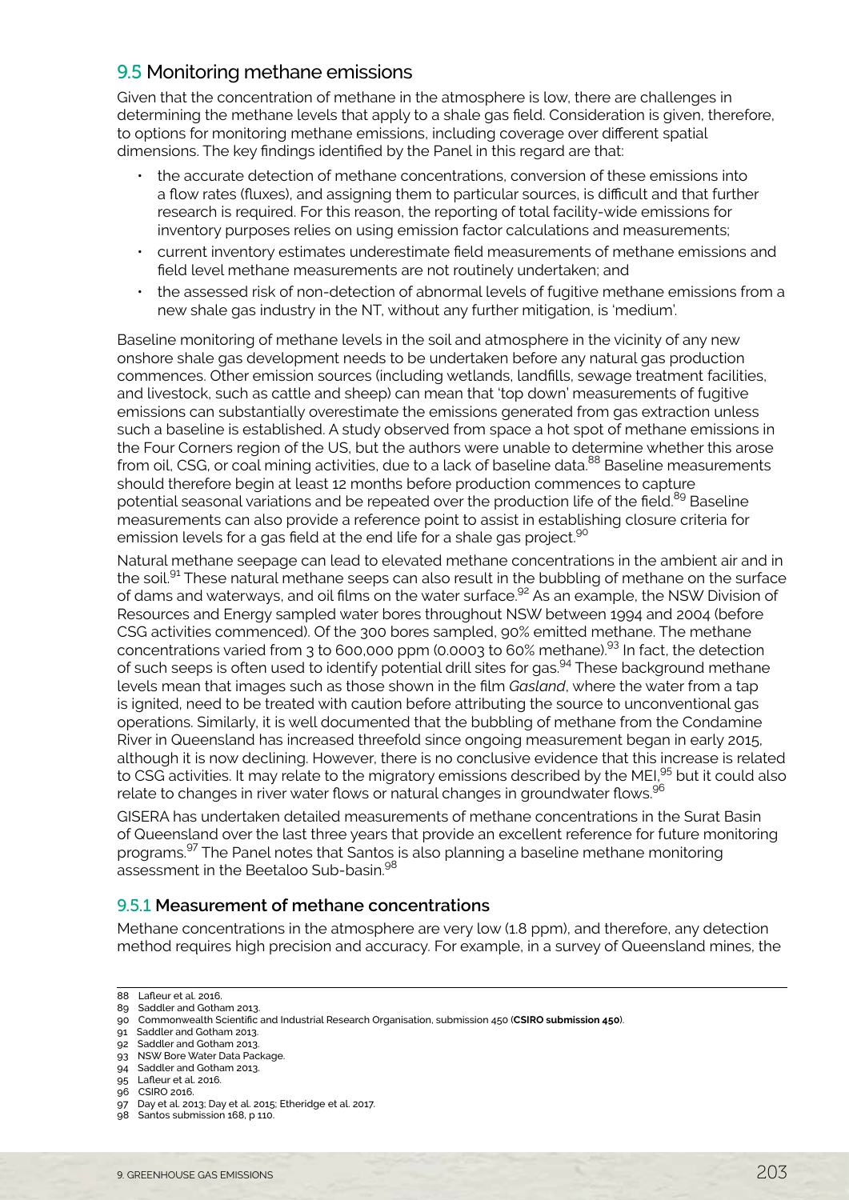## 9.5 Monitoring methane emissions

Given that the concentration of methane in the atmosphere is low, there are challenges in determining the methane levels that apply to a shale gas field. Consideration is given, therefore, to options for monitoring methane emissions, including coverage over different spatial dimensions. The key findings identified by the Panel in this regard are that:

- the accurate detection of methane concentrations, conversion of these emissions into a flow rates (fluxes), and assigning them to particular sources, is difficult and that further research is required. For this reason, the reporting of total facility-wide emissions for inventory purposes relies on using emission factor calculations and measurements;
- current inventory estimates underestimate field measurements of methane emissions and field level methane measurements are not routinely undertaken; and
- the assessed risk of non-detection of abnormal levels of fugitive methane emissions from a new shale gas industry in the NT, without any further mitigation, is 'medium'.

Baseline monitoring of methane levels in the soil and atmosphere in the vicinity of any new onshore shale gas development needs to be undertaken before any natural gas production commences. Other emission sources (including wetlands, landfills, sewage treatment facilities, and livestock, such as cattle and sheep) can mean that 'top down' measurements of fugitive emissions can substantially overestimate the emissions generated from gas extraction unless such a baseline is established. A study observed from space a hot spot of methane emissions in the Four Corners region of the US, but the authors were unable to determine whether this arose from oil, CSG, or coal mining activities, due to a lack of baseline data.[88] Baseline measurements should therefore begin at least 12 months before production commences to capture potential seasonal variations and be repeated over the production life of the field.[89] Baseline measurements can also provide a reference point to assist in establishing closure criteria for emission levels for a gas field at the end life for a shale gas project.[90]

Natural methane seepage can lead to elevated methane concentrations in the ambient air and in the soil.[91] These natural methane seeps can also result in the bubbling of methane on the surface of dams and waterways, and oil films on the water surface.[92] As an example, the NSW Division of Resources and Energy sampled water bores throughout NSW between 1994 and 2004 (before CSG activities commenced). Of the 300 bores sampled, 90% emitted methane. The methane concentrations varied from 3 to 600,000 ppm (0.0003 to 60% methane).[93] In fact, the detection of such seeps is often used to identify potential drill sites for gas.[94] These background methane levels mean that images such as those shown in the film *Gasland*, where the water from a tap is ignited, need to be treated with caution before attributing the source to unconventional gas operations. Similarly, it is well documented that the bubbling of methane from the Condamine River in Queensland has increased threefold since ongoing measurement began in early 2015, although it is now declining. However, there is no conclusive evidence that this increase is related to CSG activities. It may relate to the migratory emissions described by the MEI,[95] but it could also relate to changes in river water flows or natural changes in groundwater flows.[96]

GISERA has undertaken detailed measurements of methane concentrations in the Surat Basin of Queensland over the last three years that provide an excellent reference for future monitoring programs.[97] The Panel notes that Santos is also planning a baseline methane monitoring assessment in the Beetaloo Sub-basin.[98]

### 9.5.1 Measurement of methane concentrations

Methane concentrations in the atmosphere are very low (1.8 ppm), and therefore, any detection method requires high precision and accuracy. For example, in a survey of Queensland mines, the

---

88 Lafleur et al. 2016.
89 Saddler and Gotham 2013.
90 Commonwealth Scientific and Industrial Research Organisation, submission 450 (**CSIRO submission 450**).
91 Saddler and Gotham 2013.
92 Saddler and Gotham 2013.
93 NSW Bore Water Data Package.
94 Saddler and Gotham 2013.
95 Lafleur et al. 2016.
96 CSIRO 2016.
97 Day et al. 2013; Day et al. 2015; Etheridge et al. 2017.
98 Santos submission 168, p 110.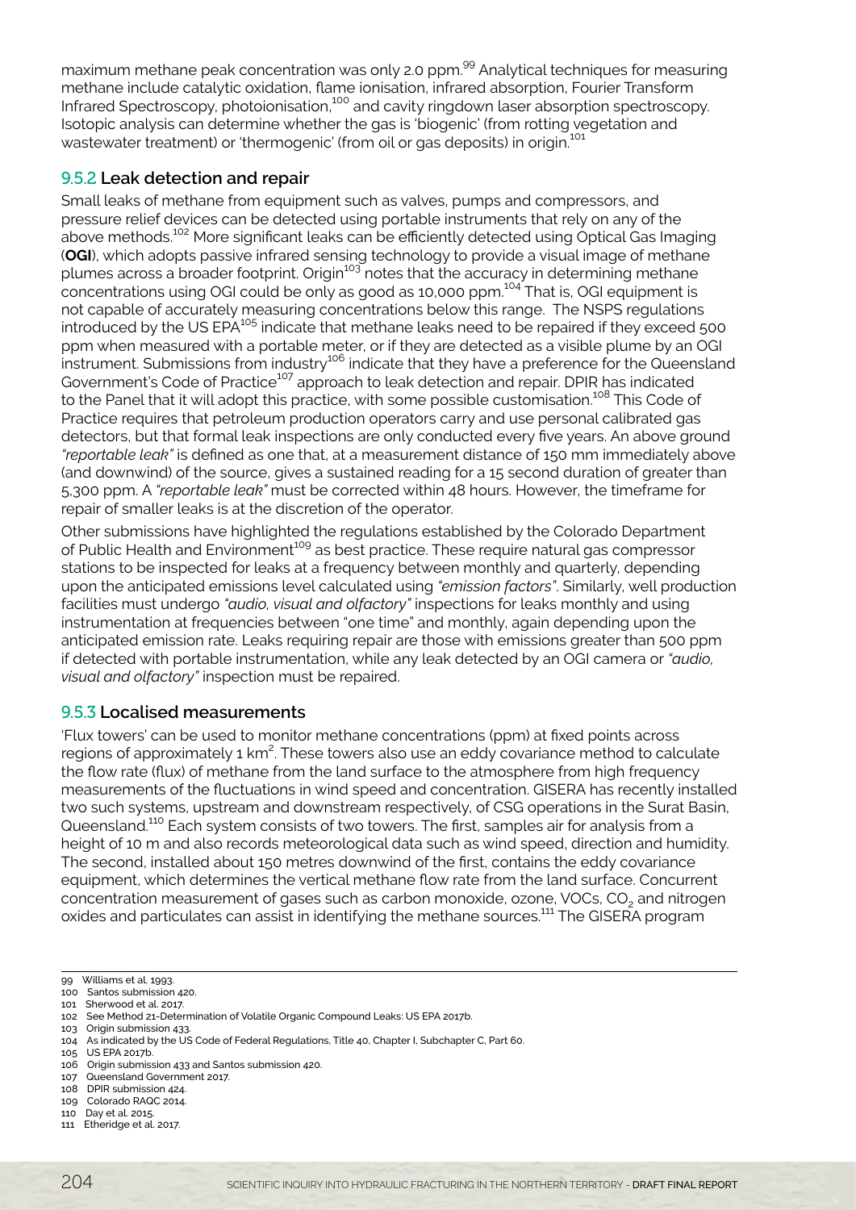maximum methane peak concentration was only 2.0 ppm.[99] Analytical techniques for measuring methane include catalytic oxidation, flame ionisation, infrared absorption, Fourier Transform Infrared Spectroscopy, photoionisation,[100] and cavity ringdown laser absorption spectroscopy. Isotopic analysis can determine whether the gas is 'biogenic' (from rotting vegetation and wastewater treatment) or 'thermogenic' (from oil or gas deposits) in origin.[101]

### 9.5.2 Leak detection and repair

Small leaks of methane from equipment such as valves, pumps and compressors, and pressure relief devices can be detected using portable instruments that rely on any of the above methods.[102] More significant leaks can be efficiently detected using Optical Gas Imaging (**OGI**), which adopts passive infrared sensing technology to provide a visual image of methane plumes across a broader footprint. Origin[103] notes that the accuracy in determining methane concentrations using OGI could be only as good as 10,000 ppm.[104] That is, OGI equipment is not capable of accurately measuring concentrations below this range. The NSPS regulations introduced by the US EPA[105] indicate that methane leaks need to be repaired if they exceed 500 ppm when measured with a portable meter, or if they are detected as a visible plume by an OGI instrument. Submissions from industry[106] indicate that they have a preference for the Queensland Government's Code of Practice[107] approach to leak detection and repair. DPIR has indicated to the Panel that it will adopt this practice, with some possible customisation.[108] This Code of Practice requires that petroleum production operators carry and use personal calibrated gas detectors, but that formal leak inspections are only conducted every five years. An above ground *"reportable leak"* is defined as one that, at a measurement distance of 150 mm immediately above (and downwind) of the source, gives a sustained reading for a 15 second duration of greater than 5,300 ppm. A *"reportable leak"* must be corrected within 48 hours. However, the timeframe for repair of smaller leaks is at the discretion of the operator.

Other submissions have highlighted the regulations established by the Colorado Department of Public Health and Environment[109] as best practice. These require natural gas compressor stations to be inspected for leaks at a frequency between monthly and quarterly, depending upon the anticipated emissions level calculated using *"emission factors"*. Similarly, well production facilities must undergo *"audio, visual and olfactory"* inspections for leaks monthly and using instrumentation at frequencies between "one time" and monthly, again depending upon the anticipated emission rate. Leaks requiring repair are those with emissions greater than 500 ppm if detected with portable instrumentation, while any leak detected by an OGI camera or *"audio, visual and olfactory"* inspection must be repaired.

### 9.5.3 Localised measurements

'Flux towers' can be used to monitor methane concentrations (ppm) at fixed points across regions of approximately 1 km$^2$. These towers also use an eddy covariance method to calculate the flow rate (flux) of methane from the land surface to the atmosphere from high frequency measurements of the fluctuations in wind speed and concentration. GISERA has recently installed two such systems, upstream and downstream respectively, of CSG operations in the Surat Basin, Queensland.[110] Each system consists of two towers. The first, samples air for analysis from a height of 10 m and also records meteorological data such as wind speed, direction and humidity. The second, installed about 150 metres downwind of the first, contains the eddy covariance equipment, which determines the vertical methane flow rate from the land surface. Concurrent concentration measurement of gases such as carbon monoxide, ozone, VOCs, $CO_2$ and nitrogen oxides and particulates can assist in identifying the methane sources.[111] The GISERA program

---

99 Williams et al. 1993.
100 Santos submission 420.
101 Sherwood et al. 2017.
102 See Method 21-Determination of Volatile Organic Compound Leaks: US EPA 2017b.
103 Origin submission 433.
104 As indicated by the US Code of Federal Regulations, Title 40, Chapter I, Subchapter C, Part 60.
105 US EPA 2017b.
106 Origin submission 433 and Santos submission 420.
107 Queensland Government 2017.
108 DPIR submission 424.
109 Colorado RAQC 2014.
110 Day et al. 2015.
111 Etheridge et al. 2017.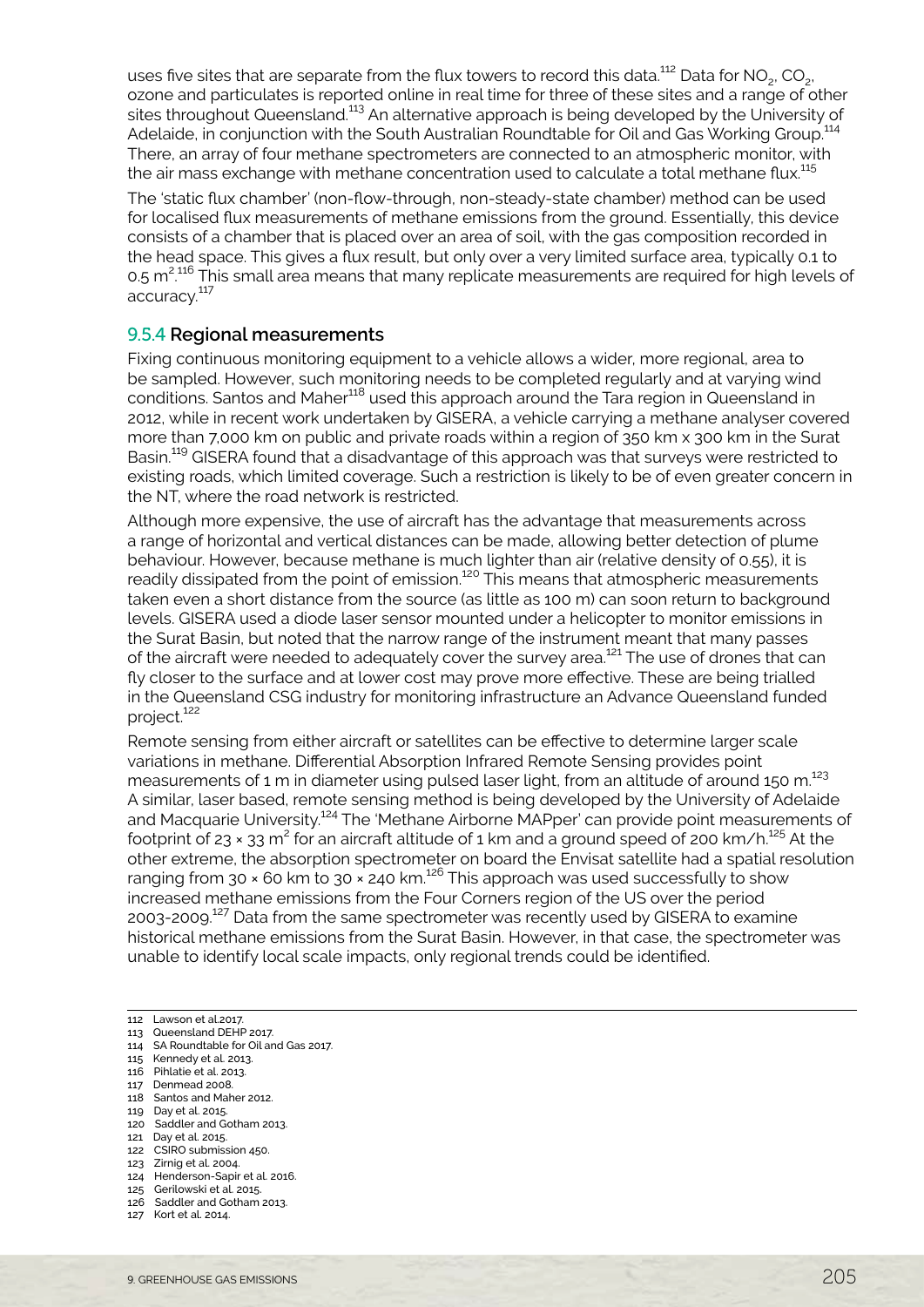uses five sites that are separate from the flux towers to record this data.[112] Data for $NO_2$, $CO_2$, ozone and particulates is reported online in real time for three of these sites and a range of other sites throughout Queensland.[113] An alternative approach is being developed by the University of Adelaide, in conjunction with the South Australian Roundtable for Oil and Gas Working Group.[114] There, an array of four methane spectrometers are connected to an atmospheric monitor, with the air mass exchange with methane concentration used to calculate a total methane flux.[115]

The 'static flux chamber' (non-flow-through, non-steady-state chamber) method can be used for localised flux measurements of methane emissions from the ground. Essentially, this device consists of a chamber that is placed over an area of soil, with the gas composition recorded in the head space. This gives a flux result, but only over a very limited surface area, typically 0.1 to 0.5 $m^2$.[116] This small area means that many replicate measurements are required for high levels of accuracy.[117]

### 9.5.4 Regional measurements

Fixing continuous monitoring equipment to a vehicle allows a wider, more regional, area to be sampled. However, such monitoring needs to be completed regularly and at varying wind conditions. Santos and Maher[118] used this approach around the Tara region in Queensland in 2012, while in recent work undertaken by GISERA, a vehicle carrying a methane analyser covered more than 7,000 km on public and private roads within a region of 350 km x 300 km in the Surat Basin.[119] GISERA found that a disadvantage of this approach was that surveys were restricted to existing roads, which limited coverage. Such a restriction is likely to be of even greater concern in the NT, where the road network is restricted.

Although more expensive, the use of aircraft has the advantage that measurements across a range of horizontal and vertical distances can be made, allowing better detection of plume behaviour. However, because methane is much lighter than air (relative density of 0.55), it is readily dissipated from the point of emission.[120] This means that atmospheric measurements taken even a short distance from the source (as little as 100 m) can soon return to background levels. GISERA used a diode laser sensor mounted under a helicopter to monitor emissions in the Surat Basin, but noted that the narrow range of the instrument meant that many passes of the aircraft were needed to adequately cover the survey area.[121] The use of drones that can fly closer to the surface and at lower cost may prove more effective. These are being trialled in the Queensland CSG industry for monitoring infrastructure an Advance Queensland funded project.[122]

Remote sensing from either aircraft or satellites can be effective to determine larger scale variations in methane. Differential Absorption Infrared Remote Sensing provides point measurements of 1 m in diameter using pulsed laser light, from an altitude of around 150 m.[123] A similar, laser based, remote sensing method is being developed by the University of Adelaide and Macquarie University.[124] The 'Methane Airborne MAPper' can provide point measurements of footprint of $23 \times 33$ $m^2$ for an aircraft altitude of 1 km and a ground speed of 200 km/h.[125] At the other extreme, the absorption spectrometer on board the Envisat satellite had a spatial resolution ranging from $30 \times 60$ km to $30 \times 240$ km.[126] This approach was used successfully to show increased methane emissions from the Four Corners region of the US over the period 2003-2009.[127] Data from the same spectrometer was recently used by GISERA to examine historical methane emissions from the Surat Basin. However, in that case, the spectrometer was unable to identify local scale impacts, only regional trends could be identified.

---

112 Lawson et al.2017.
113 Queensland DEHP 2017.
114 SA Roundtable for Oil and Gas 2017.
115 Kennedy et al. 2013.
116 Pihlatie et al. 2013.
117 Denmead 2008.
118 Santos and Maher 2012.
119 Day et al. 2015.
120 Saddler and Gotham 2013.
121 Day et al. 2015.
122 CSIRO submission 450.
123 Zirnig et al. 2004.
124 Henderson-Sapir et al. 2016.
125 Gerilowski et al. 2015.
126 Saddler and Gotham 2013.
127 Kort et al. 2014.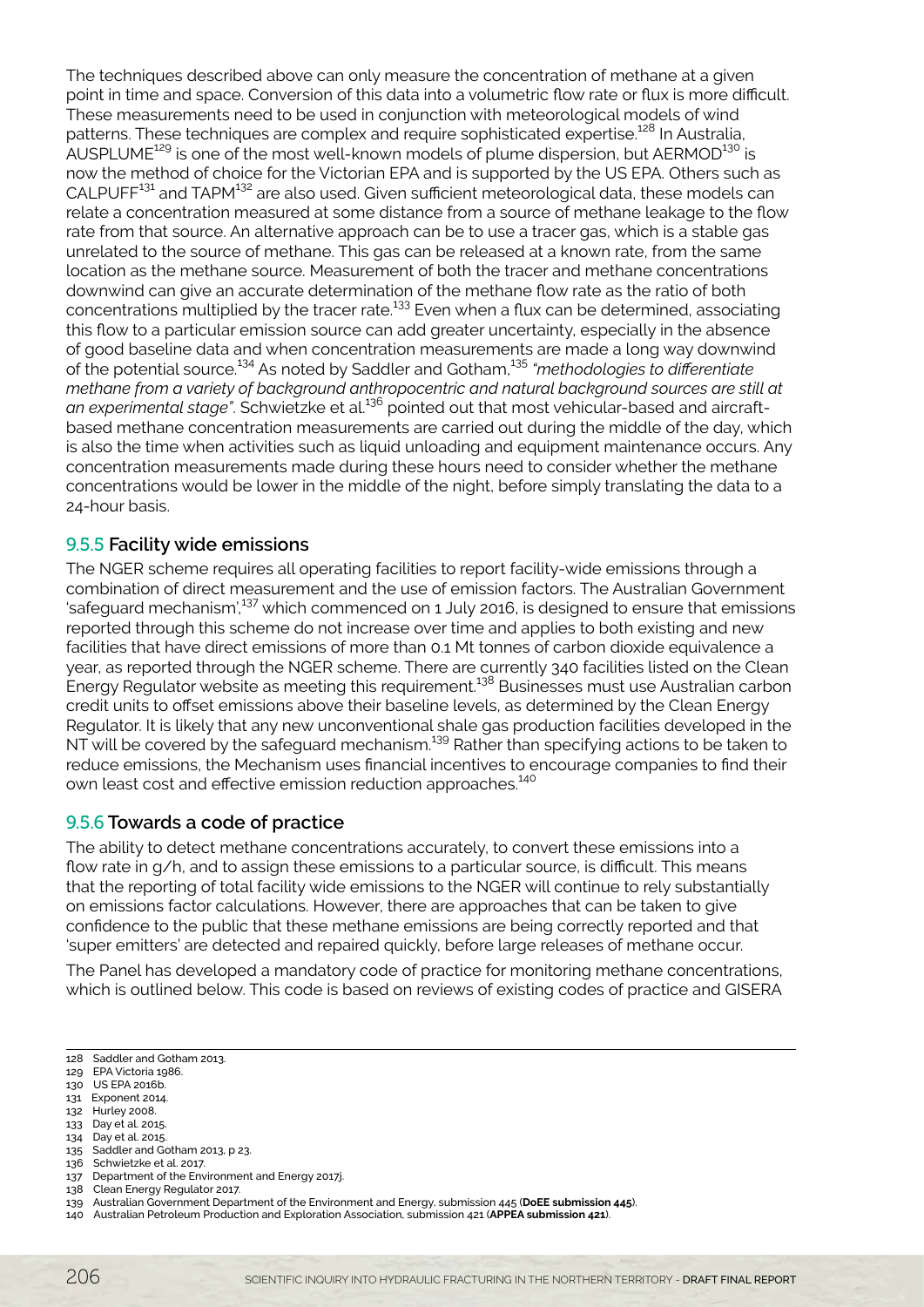The techniques described above can only measure the concentration of methane at a given point in time and space. Conversion of this data into a volumetric flow rate or flux is more difficult. These measurements need to be used in conjunction with meteorological models of wind patterns. These techniques are complex and require sophisticated expertise.[128] In Australia, AUSPLUME[129] is one of the most well-known models of plume dispersion, but AERMOD[130] is now the method of choice for the Victorian EPA and is supported by the US EPA. Others such as CALPUFF[131] and TAPM[132] are also used. Given sufficient meteorological data, these models can relate a concentration measured at some distance from a source of methane leakage to the flow rate from that source. An alternative approach can be to use a tracer gas, which is a stable gas unrelated to the source of methane. This gas can be released at a known rate, from the same location as the methane source. Measurement of both the tracer and methane concentrations downwind can give an accurate determination of the methane flow rate as the ratio of both concentrations multiplied by the tracer rate.[133] Even when a flux can be determined, associating this flow to a particular emission source can add greater uncertainty, especially in the absence of good baseline data and when concentration measurements are made a long way downwind of the potential source.[134] As noted by Saddler and Gotham,[135] *"methodologies to differentiate methane from a variety of background anthropocentric and natural background sources are still at an experimental stage"*. Schwietzke et al.[136] pointed out that most vehicular-based and aircraft-based methane concentration measurements are carried out during the middle of the day, which is also the time when activities such as liquid unloading and equipment maintenance occurs. Any concentration measurements made during these hours need to consider whether the methane concentrations would be lower in the middle of the night, before simply translating the data to a 24-hour basis.

### 9.5.5 Facility wide emissions

The NGER scheme requires all operating facilities to report facility-wide emissions through a combination of direct measurement and the use of emission factors. The Australian Government 'safeguard mechanism',[137] which commenced on 1 July 2016, is designed to ensure that emissions reported through this scheme do not increase over time and applies to both existing and new facilities that have direct emissions of more than 0.1 Mt tonnes of carbon dioxide equivalence a year, as reported through the NGER scheme. There are currently 340 facilities listed on the Clean Energy Regulator website as meeting this requirement.[138] Businesses must use Australian carbon credit units to offset emissions above their baseline levels, as determined by the Clean Energy Regulator. It is likely that any new unconventional shale gas production facilities developed in the NT will be covered by the safeguard mechanism.[139] Rather than specifying actions to be taken to reduce emissions, the Mechanism uses financial incentives to encourage companies to find their own least cost and effective emission reduction approaches.[140]

### 9.5.6 Towards a code of practice

The ability to detect methane concentrations accurately, to convert these emissions into a flow rate in g/h, and to assign these emissions to a particular source, is difficult. This means that the reporting of total facility wide emissions to the NGER will continue to rely substantially on emissions factor calculations. However, there are approaches that can be taken to give confidence to the public that these methane emissions are being correctly reported and that 'super emitters' are detected and repaired quickly, before large releases of methane occur.

The Panel has developed a mandatory code of practice for monitoring methane concentrations, which is outlined below. This code is based on reviews of existing codes of practice and GISERA

---

128 Saddler and Gotham 2013.
129 EPA Victoria 1986.
130 US EPA 2016b.
131 Exponent 2014.
132 Hurley 2008.
133 Day et al. 2015.
134 Day et al. 2015.
135 Saddler and Gotham 2013, p 23.
136 Schwietzke et al. 2017.
137 Department of the Environment and Energy 2017j.
138 Clean Energy Regulator 2017.
139 Australian Government Department of the Environment and Energy, submission 445 (**DoEE submission 445**).
140 Australian Petroleum Production and Exploration Association, submission 421 (**APPEA submission 421**).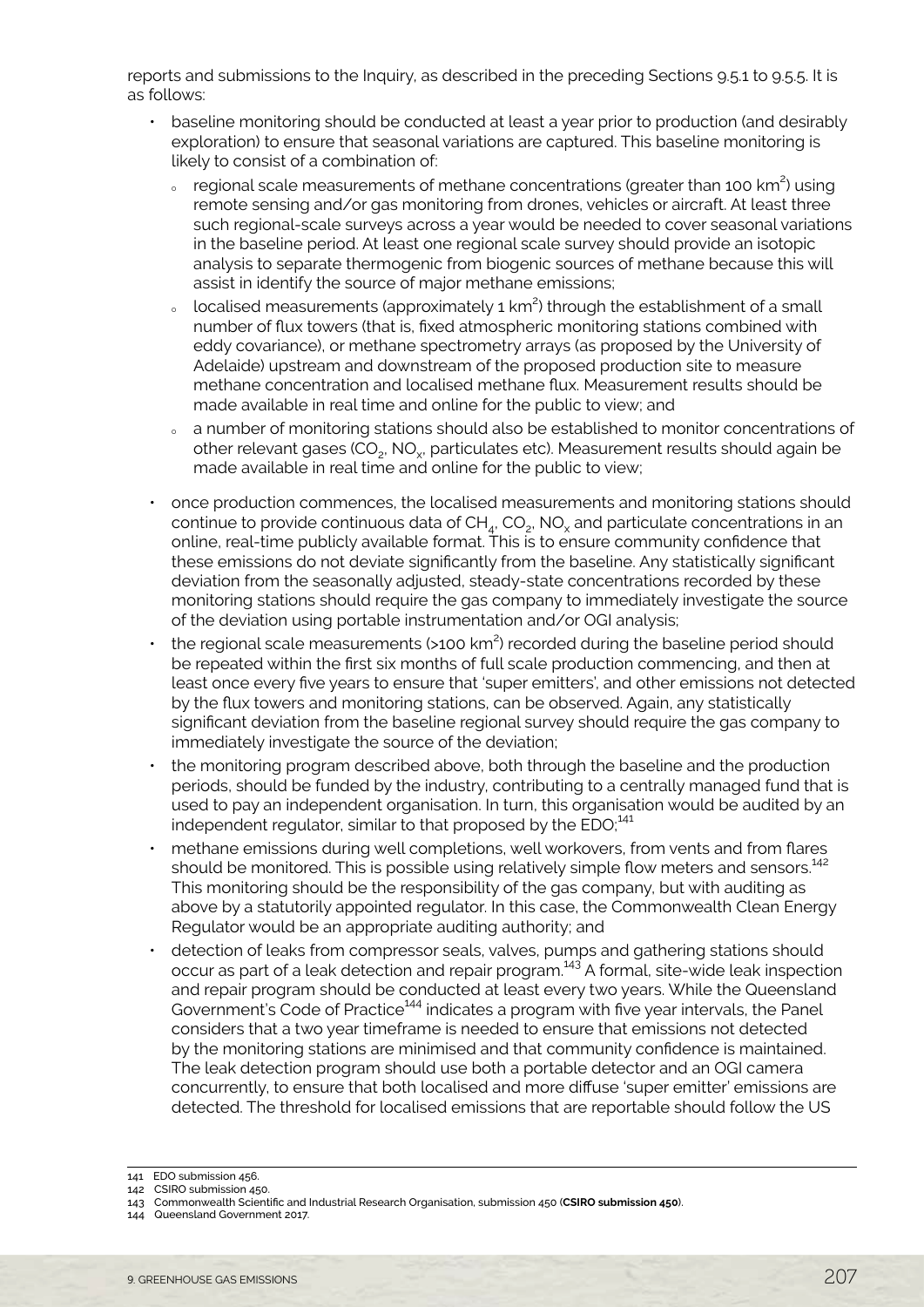reports and submissions to the Inquiry, as described in the preceding Sections 9.5.1 to 9.5.5. It is as follows:

- baseline monitoring should be conducted at least a year prior to production (and desirably exploration) to ensure that seasonal variations are captured. This baseline monitoring is likely to consist of a combination of:
  - regional scale measurements of methane concentrations (greater than 100 $km^2$) using remote sensing and/or gas monitoring from drones, vehicles or aircraft. At least three such regional-scale surveys across a year would be needed to cover seasonal variations in the baseline period. At least one regional scale survey should provide an isotopic analysis to separate thermogenic from biogenic sources of methane because this will assist in identify the source of major methane emissions;
  - localised measurements (approximately 1 $km^2$) through the establishment of a small number of flux towers (that is, fixed atmospheric monitoring stations combined with eddy covariance), or methane spectrometry arrays (as proposed by the University of Adelaide) upstream and downstream of the proposed production site to measure methane concentration and localised methane flux. Measurement results should be made available in real time and online for the public to view; and
  - a number of monitoring stations should also be established to monitor concentrations of other relevant gases ($CO_2$, $NO_x$, particulates etc). Measurement results should again be made available in real time and online for the public to view;
- once production commences, the localised measurements and monitoring stations should continue to provide continuous data of $CH_4$, $CO_2$, $NO_x$ and particulate concentrations in an online, real-time publicly available format. This is to ensure community confidence that these emissions do not deviate significantly from the baseline. Any statistically significant deviation from the seasonally adjusted, steady-state concentrations recorded by these monitoring stations should require the gas company to immediately investigate the source of the deviation using portable instrumentation and/or OGI analysis;
- the regional scale measurements (>100 $km^2$) recorded during the baseline period should be repeated within the first six months of full scale production commencing, and then at least once every five years to ensure that 'super emitters', and other emissions not detected by the flux towers and monitoring stations, can be observed. Again, any statistically significant deviation from the baseline regional survey should require the gas company to immediately investigate the source of the deviation;
- the monitoring program described above, both through the baseline and the production periods, should be funded by the industry, contributing to a centrally managed fund that is used to pay an independent organisation. In turn, this organisation would be audited by an independent regulator, similar to that proposed by the EDO;[141]
- methane emissions during well completions, well workovers, from vents and from flares should be monitored. This is possible using relatively simple flow meters and sensors.[142] This monitoring should be the responsibility of the gas company, but with auditing as above by a statutorily appointed regulator. In this case, the Commonwealth Clean Energy Regulator would be an appropriate auditing authority; and
- detection of leaks from compressor seals, valves, pumps and gathering stations should occur as part of a leak detection and repair program.[143] A formal, site-wide leak inspection and repair program should be conducted at least every two years. While the Queensland Government's Code of Practice[144] indicates a program with five year intervals, the Panel considers that a two year timeframe is needed to ensure that emissions not detected by the monitoring stations are minimised and that community confidence is maintained. The leak detection program should use both a portable detector and an OGI camera concurrently, to ensure that both localised and more diffuse 'super emitter' emissions are detected. The threshold for localised emissions that are reportable should follow the US

141 EDO submission 456.
142 CSIRO submission 450.
143 Commonwealth Scientific and Industrial Research Organisation, submission 450 (**CSIRO submission 450**).
144 Queensland Government 2017.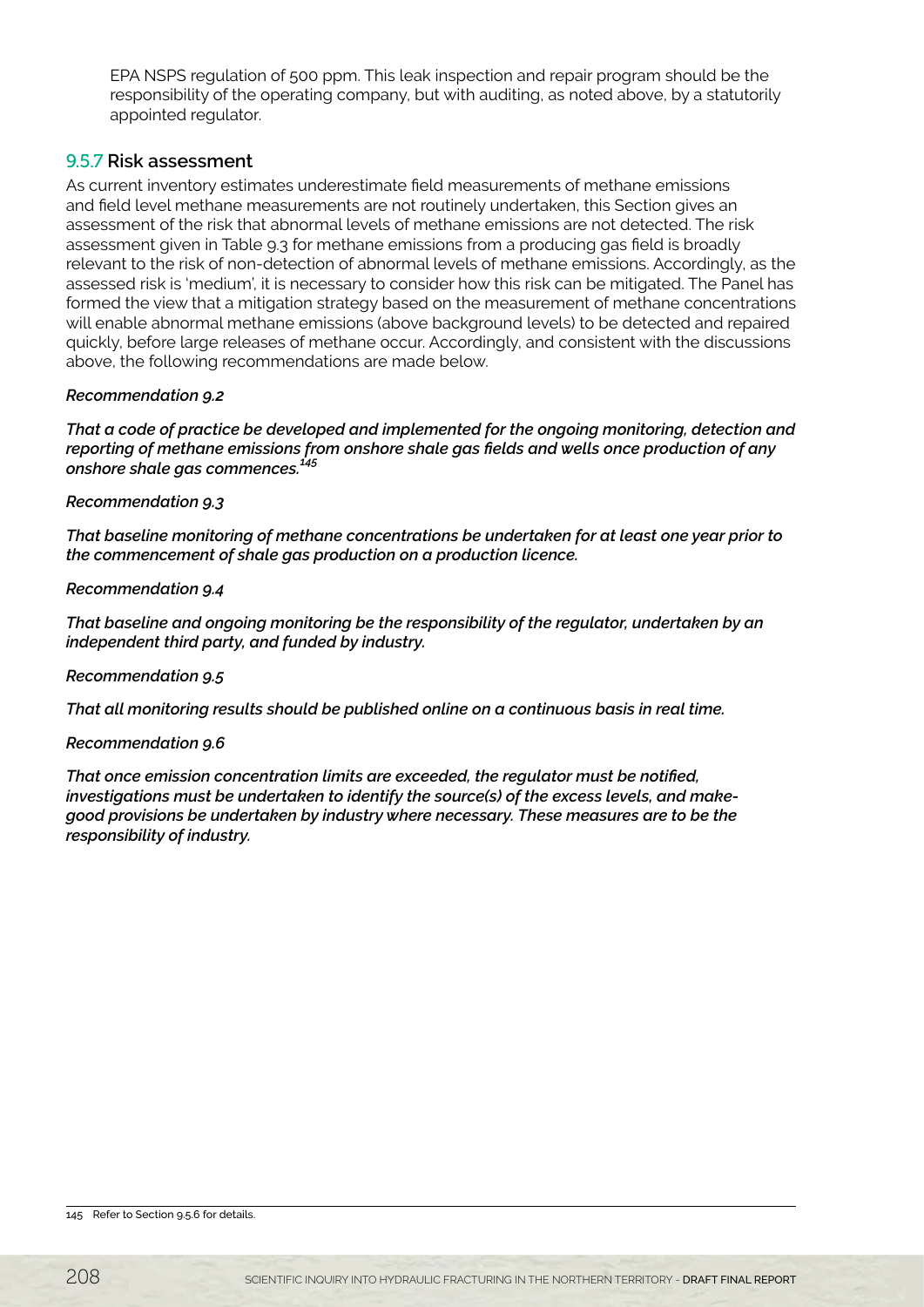EPA NSPS regulation of 500 ppm. This leak inspection and repair program should be the responsibility of the operating company, but with auditing, as noted above, by a statutorily appointed regulator.

### 9.5.7 Risk assessment

As current inventory estimates underestimate field measurements of methane emissions and field level methane measurements are not routinely undertaken, this Section gives an assessment of the risk that abnormal levels of methane emissions are not detected. The risk assessment given in Table 9.3 for methane emissions from a producing gas field is broadly relevant to the risk of non-detection of abnormal levels of methane emissions. Accordingly, as the assessed risk is 'medium', it is necessary to consider how this risk can be mitigated. The Panel has formed the view that a mitigation strategy based on the measurement of methane concentrations will enable abnormal methane emissions (above background levels) to be detected and repaired quickly, before large releases of methane occur. Accordingly, and consistent with the discussions above, the following recommendations are made below.

***Recommendation 9.2***

***That a code of practice be developed and implemented for the ongoing monitoring, detection and reporting of methane emissions from onshore shale gas fields and wells once production of any onshore shale gas commences.***[145]

***Recommendation 9.3***

***That baseline monitoring of methane concentrations be undertaken for at least one year prior to the commencement of shale gas production on a production licence.***

***Recommendation 9.4***

***That baseline and ongoing monitoring be the responsibility of the regulator, undertaken by an independent third party, and funded by industry.***

***Recommendation 9.5***

***That all monitoring results should be published online on a continuous basis in real time.***

***Recommendation 9.6***

***That once emission concentration limits are exceeded, the regulator must be notified, investigations must be undertaken to identify the source(s) of the excess levels, and make-good provisions be undertaken by industry where necessary. These measures are to be the responsibility of industry.***

---

145 Refer to Section 9.5.6 for details.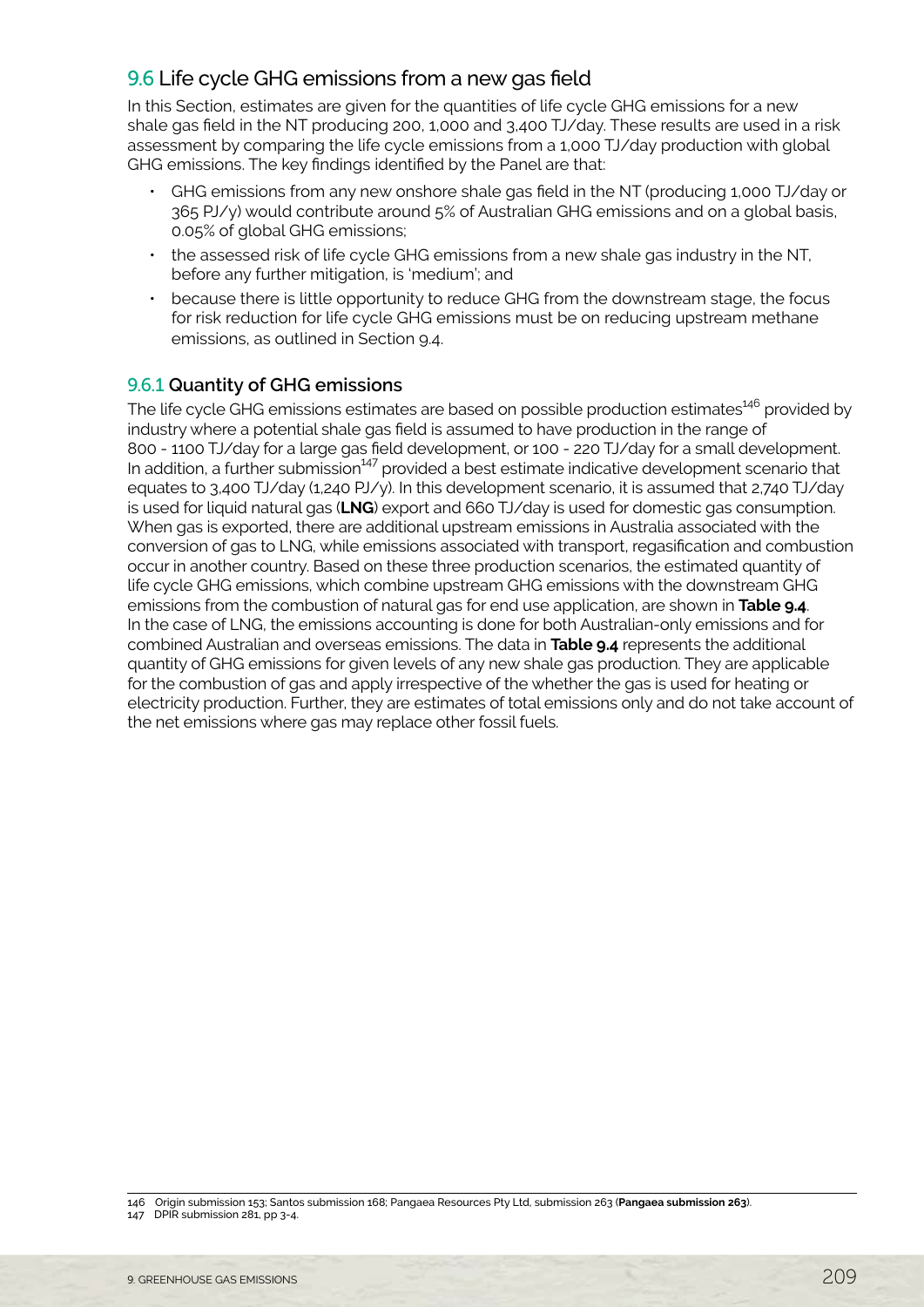## 9.6 Life cycle GHG emissions from a new gas field

In this Section, estimates are given for the quantities of life cycle GHG emissions for a new shale gas field in the NT producing 200, 1,000 and 3,400 TJ/day. These results are used in a risk assessment by comparing the life cycle emissions from a 1,000 TJ/day production with global GHG emissions. The key findings identified by the Panel are that:

- GHG emissions from any new onshore shale gas field in the NT (producing 1,000 TJ/day or 365 PJ/y) would contribute around 5% of Australian GHG emissions and on a global basis, 0.05% of global GHG emissions;
- the assessed risk of life cycle GHG emissions from a new shale gas industry in the NT, before any further mitigation, is 'medium'; and
- because there is little opportunity to reduce GHG from the downstream stage, the focus for risk reduction for life cycle GHG emissions must be on reducing upstream methane emissions, as outlined in Section 9.4.

### 9.6.1 Quantity of GHG emissions

The life cycle GHG emissions estimates are based on possible production estimates[146] provided by industry where a potential shale gas field is assumed to have production in the range of 800 - 1100 TJ/day for a large gas field development, or 100 - 220 TJ/day for a small development. In addition, a further submission[147] provided a best estimate indicative development scenario that equates to 3,400 TJ/day (1,240 PJ/y). In this development scenario, it is assumed that 2,740 TJ/day is used for liquid natural gas (**LNG**) export and 660 TJ/day is used for domestic gas consumption. When gas is exported, there are additional upstream emissions in Australia associated with the conversion of gas to LNG, while emissions associated with transport, regasification and combustion occur in another country. Based on these three production scenarios, the estimated quantity of life cycle GHG emissions, which combine upstream GHG emissions with the downstream GHG emissions from the combustion of natural gas for end use application, are shown in **Table 9.4**. In the case of LNG, the emissions accounting is done for both Australian-only emissions and for combined Australian and overseas emissions. The data in **Table 9.4** represents the additional quantity of GHG emissions for given levels of any new shale gas production. They are applicable for the combustion of gas and apply irrespective of the whether the gas is used for heating or electricity production. Further, they are estimates of total emissions only and do not take account of the net emissions where gas may replace other fossil fuels.

---

146 Origin submission 153; Santos submission 168; Pangaea Resources Pty Ltd, submission 263 (**Pangaea submission 263**).

147 DPIR submission 281, pp 3-4.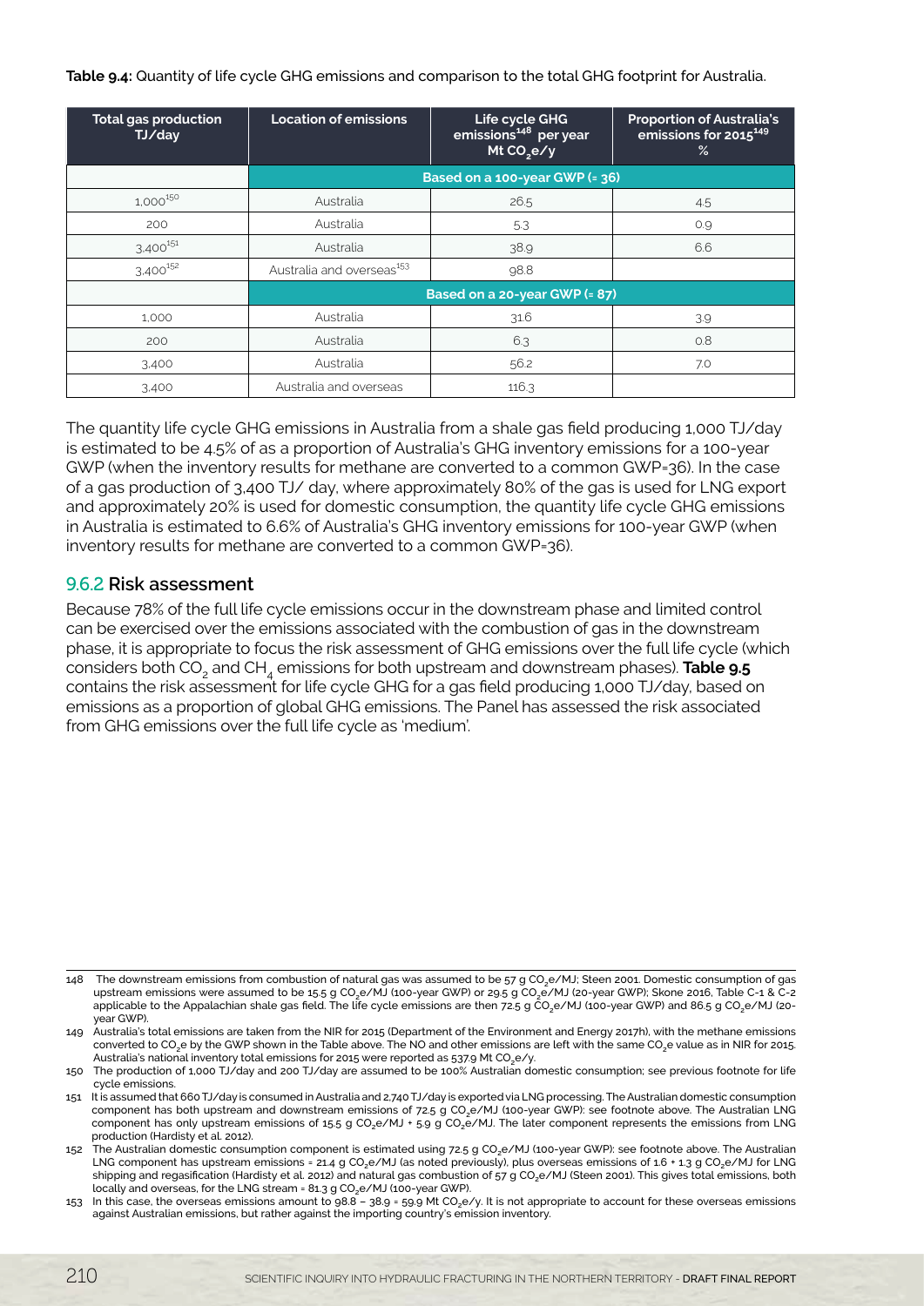**Table 9.4:** Quantity of life cycle GHG emissions and comparison to the total GHG footprint for Australia.

| Total gas production TJ/day | Location of emissions | Life cycle GHG emissions[148] per year Mt $CO_2e/y$ | Proportion of Australia's emissions for 2015[149] % |
|---|---|---|---|
| | Based on a 100-year GWP (= 36) | | |
| 1,000[150] | Australia | 26.5 | 4.5 |
| 200 | Australia | 5.3 | 0.9 |
| 3,400[151] | Australia | 38.9 | 6.6 |
| 3,400[152] | Australia and overseas[153] | 98.8 | |
| | Based on a 20-year GWP (= 87) | | |
| 1,000 | Australia | 31.6 | 3.9 |
| 200 | Australia | 6.3 | 0.8 |
| 3,400 | Australia | 56.2 | 7.0 |
| 3,400 | Australia and overseas | 116.3 | |

The quantity life cycle GHG emissions in Australia from a shale gas field producing 1,000 TJ/day is estimated to be 4.5% of as a proportion of Australia's GHG inventory emissions for a 100-year GWP (when the inventory results for methane are converted to a common GWP=36). In the case of a gas production of 3,400 TJ/ day, where approximately 80% of the gas is used for LNG export and approximately 20% is used for domestic consumption, the quantity life cycle GHG emissions in Australia is estimated to 6.6% of Australia's GHG inventory emissions for 100-year GWP (when inventory results for methane are converted to a common GWP=36).

### 9.6.2 Risk assessment

Because 78% of the full life cycle emissions occur in the downstream phase and limited control can be exercised over the emissions associated with the combustion of gas in the downstream phase, it is appropriate to focus the risk assessment of GHG emissions over the full life cycle (which considers both $CO_2$ and $CH_4$ emissions for both upstream and downstream phases). **Table 9.5** contains the risk assessment for life cycle GHG for a gas field producing 1,000 TJ/day, based on emissions as a proportion of global GHG emissions. The Panel has assessed the risk associated from GHG emissions over the full life cycle as 'medium'.

---

148 The downstream emissions from combustion of natural gas was assumed to be 57 g $CO_2e$/MJ; Steen 2001. Domestic consumption of gas upstream emissions were assumed to be 15.5 g $CO_2e$/MJ (100-year GWP) or 29.5 g $CO_2e$/MJ (20-year GWP); Skone 2016, Table C-1 & C-2 applicable to the Appalachian shale gas field. The life cycle emissions are then 72.5 g $CO_2e$/MJ (100-year GWP) and 86.5 g $CO_2e$/MJ (20-year GWP).

149 Australia's total emissions are taken from the NIR for 2015 (Department of the Environment and Energy 2017h), with the methane emissions converted to $CO_2e$ by the GWP shown in the Table above. The NO and other emissions are left with the same $CO_2e$ value as in NIR for 2015. Australia's national inventory total emissions for 2015 were reported as 537.9 Mt $CO_2e/y$.

150 The production of 1,000 TJ/day and 200 TJ/day are assumed to be 100% Australian domestic consumption; see previous footnote for life cycle emissions.

151 It is assumed that 660 TJ/day is consumed in Australia and 2,740 TJ/day is exported via LNG processing. The Australian domestic consumption component has both upstream and downstream emissions of 72.5 g $CO_2e$/MJ (100-year GWP): see footnote above. The Australian LNG component has only upstream emissions of 15.5 g $CO_2e$/MJ + 5.9 g $CO_2e$/MJ. The later component represents the emissions from LNG production (Hardisty et al. 2012).

152 The Australian domestic consumption component is estimated using 72.5 g $CO_2e$/MJ (100-year GWP): see footnote above. The Australian LNG component has upstream emissions = 21.4 g $CO_2e$/MJ (as noted previously), plus overseas emissions of 1.6 + 1.3 g $CO_2e$/MJ for LNG shipping and regasification (Hardisty et al. 2012) and natural gas combustion of 57 g $CO_2e$/MJ (Steen 2001). This gives total emissions, both locally and overseas, for the LNG stream = 81.3 g $CO_2e$/MJ (100-year GWP).

153 In this case, the overseas emissions amount to 98.8 – 38.9 = 59.9 Mt $CO_2e/y$. It is not appropriate to account for these overseas emissions against Australian emissions, but rather against the importing country's emission inventory.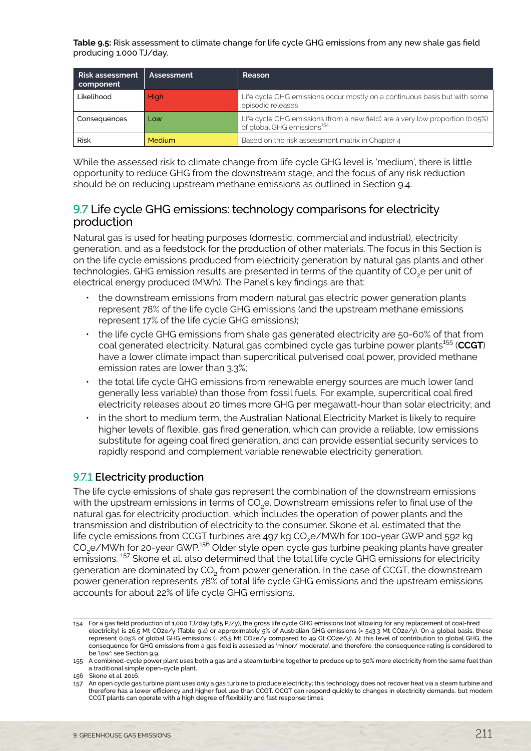**Table 9.5:** Risk assessment to climate change for life cycle GHG emissions from any new shale gas field producing 1,000 TJ/day.

| Risk assessment component | Assessment | Reason |
| --- | --- | --- |
| Likelihood | High | Life cycle GHG emissions occur mostly on a continuous basis but with some episodic releases |
| Consequences | Low | Life cycle GHG emissions (from a new field) are a very low proportion (0.05%) of global GHG emissions[154] |
| Risk | Medium | Based on the risk assessment matrix in Chapter 4 |

While the assessed risk to climate change from life cycle GHG level is 'medium', there is little opportunity to reduce GHG from the downstream stage, and the focus of any risk reduction should be on reducing upstream methane emissions as outlined in Section 9.4.

## 9.7 Life cycle GHG emissions: technology comparisons for electricity production

Natural gas is used for heating purposes (domestic, commercial and industrial), electricity generation, and as a feedstock for the production of other materials. The focus in this Section is on the life cycle emissions produced from electricity generation by natural gas plants and other technologies. GHG emission results are presented in terms of the quantity of $CO_2$e per unit of electrical energy produced (MWh). The Panel's key findings are that:

- the downstream emissions from modern natural gas electric power generation plants represent 78% of the life cycle GHG emissions (and the upstream methane emissions represent 17% of the life cycle GHG emissions);
- the life cycle GHG emissions from shale gas generated electricity are 50-60% of that from coal generated electricity. Natural gas combined cycle gas turbine power plants[155] (**CCGT**) have a lower climate impact than supercritical pulverised coal power, provided methane emission rates are lower than 3.3%;
- the total life cycle GHG emissions from renewable energy sources are much lower (and generally less variable) than those from fossil fuels. For example, supercritical coal fired electricity releases about 20 times more GHG per megawatt-hour than solar electricity; and
- in the short to medium term, the Australian National Electricity Market is likely to require higher levels of flexible, gas fired generation, which can provide a reliable, low emissions substitute for ageing coal fired generation, and can provide essential security services to rapidly respond and complement variable renewable electricity generation.

### 9.7.1 Electricity production

The life cycle emissions of shale gas represent the combination of the downstream emissions with the upstream emissions in terms of $CO_2$e. Downstream emissions refer to final use of the natural gas for electricity production, which includes the operation of power plants and the transmission and distribution of electricity to the consumer. Skone et al. estimated that the life cycle emissions from CCGT turbines are 497 kg $CO_2$e/MWh for 100-year GWP and 592 kg $CO_2$e/MWh for 20-year GWP.[156] Older style open cycle gas turbine peaking plants have greater emissions.[157] Skone et al. also determined that the total life cycle GHG emissions for electricity generation are dominated by $CO_2$ from power generation. In the case of CCGT, the downstream power generation represents 78% of total life cycle GHG emissions and the upstream emissions accounts for about 22% of life cycle GHG emissions.

---

154 For a gas field production of 1,000 TJ/day (365 PJ/y), the gross life cycle GHG emissions (not allowing for any replacement of coal-fired electricity) is 26.5 Mt CO2e/y (Table 9.4) or approximately 5% of Australian GHG emissions (= 543.3 Mt CO2e/y). On a global basis, these represent 0.05% of global GHG emissions (= 26.5 Mt CO2e/y compared to 49 Gt CO2e/y). At this level of contribution to global GHG, the consequence for GHG emissions from a gas field is assessed as 'minor/ moderate', and therefore, the consequence rating is considered to be 'low': see Section 9.9.

155 A combined-cycle power plant uses both a gas and a steam turbine together to produce up to 50% more electricity from the same fuel than a traditional simple open-cycle plant.

156 Skone et al. 2016.

157 An open cycle gas turbine plant uses only a gas turbine to produce electricity; this technology does not recover heat via a steam turbine and therefore has a lower efficiency and higher fuel use than CCGT. OCGT can respond quickly to changes in electricity demands, but modern CCGT plants can operate with a high degree of flexibility and fast response times.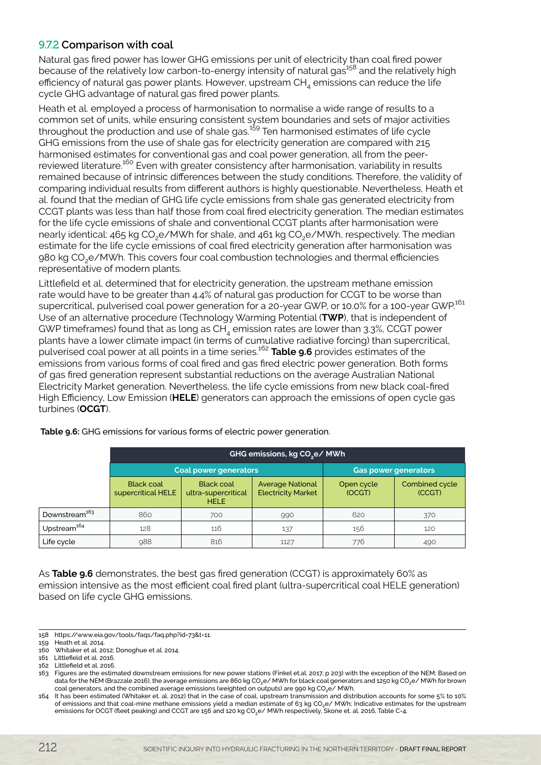### 9.7.2 Comparison with coal

Natural gas fired power has lower GHG emissions per unit of electricity than coal fired power because of the relatively low carbon-to-energy intensity of natural gas[158] and the relatively high efficiency of natural gas power plants. However, upstream $CH_4$ emissions can reduce the life cycle GHG advantage of natural gas fired power plants.

Heath et al. employed a process of harmonisation to normalise a wide range of results to a common set of units, while ensuring consistent system boundaries and sets of major activities throughout the production and use of shale gas.[159] Ten harmonised estimates of life cycle GHG emissions from the use of shale gas for electricity generation are compared with 215 harmonised estimates for conventional gas and coal power generation, all from the peer-reviewed literature.[160] Even with greater consistency after harmonisation, variability in results remained because of intrinsic differences between the study conditions. Therefore, the validity of comparing individual results from different authors is highly questionable. Nevertheless, Heath et al. found that the median of GHG life cycle emissions from shale gas generated electricity from CCGT plants was less than half those from coal fired electricity generation. The median estimates for the life cycle emissions of shale and conventional CCGT plants after harmonisation were nearly identical: 465 kg $CO_2$e/MWh for shale, and 461 kg $CO_2$e/MWh, respectively. The median estimate for the life cycle emissions of coal fired electricity generation after harmonisation was 980 kg $CO_2$e/MWh. This covers four coal combustion technologies and thermal efficiencies representative of modern plants.

Littlefield et al. determined that for electricity generation, the upstream methane emission rate would have to be greater than 4.4% of natural gas production for CCGT to be worse than supercritical, pulverised coal power generation for a 20-year GWP, or 10.0% for a 100-year GWP.[161] Use of an alternative procedure (Technology Warming Potential (**TWP**), that is independent of GWP timeframes) found that as long as $CH_4$ emission rates are lower than 3.3%, CCGT power plants have a lower climate impact (in terms of cumulative radiative forcing) than supercritical, pulverised coal power at all points in a time series.[162] **Table 9.6** provides estimates of the emissions from various forms of coal fired and gas fired electric power generation. Both forms of gas fired generation represent substantial reductions on the average Australian National Electricity Market generation. Nevertheless, the life cycle emissions from new black coal-fired High Efficiency, Low Emission (**HELE**) generators can approach the emissions of open cycle gas turbines (**OCGT**).

**Table 9.6:** GHG emissions for various forms of electric power generation.

| | GHG emissions, kg $CO_2$e/ MWh | | | | |
|---|---|---|---|---|---|
| | Coal power generators | | | Gas power generators | |
| | Black coal supercritical HELE | Black coal ultra-supercritical HELE | Average National Electricity Market | Open cycle (OCGT) | Combined cycle (CCGT) |
| Downstream[163] | 860 | 700 | 990 | 620 | 370 |
| Upstream[164] | 128 | 116 | 137 | 156 | 120 |
| Life cycle | 988 | 816 | 1127 | 776 | 490 |

As **Table 9.6** demonstrates, the best gas fired generation (CCGT) is approximately 60% as emission intensive as the most efficient coal fired plant (ultra-supercritical coal HELE generation) based on life cycle GHG emissions.

---

158 https://www.eia.gov/tools/faqs/faq.php?id=73&t=11.

159 Heath et al. 2014.

160 Whitaker et al. 2012; Donoghue et al. 2014.

161 Littlefield et al. 2016.

162 Littlefield et al. 2016.

163 Figures are the estimated downstream emissions for new power stations (Finkel et.al. 2017, p 203) with the exception of the NEM; Based on data for the NEM (Brazzale 2016), the average emissions are 860 kg $CO_2$e/ MWh for black coal generators and 1250 kg $CO_2$e/ MWh for brown coal generators, and the combined average emissions (weighted on outputs) are 990 kg $CO_2$e/ MWh.

164 It has been estimated (Whitaker et. al. 2012) that in the case of coal, upstream transmission and distribution accounts for some 5% to 10% of emissions and that coal-mine methane emissions yield a median estimate of 63 kg $CO_2$e/ MWh; Indicative estimates for the upstream emissions for OCGT (fleet peaking) and CCGT are 156 and 120 kg $CO_2$e/ MWh respectively, Skone et. al. 2016, Table C-4.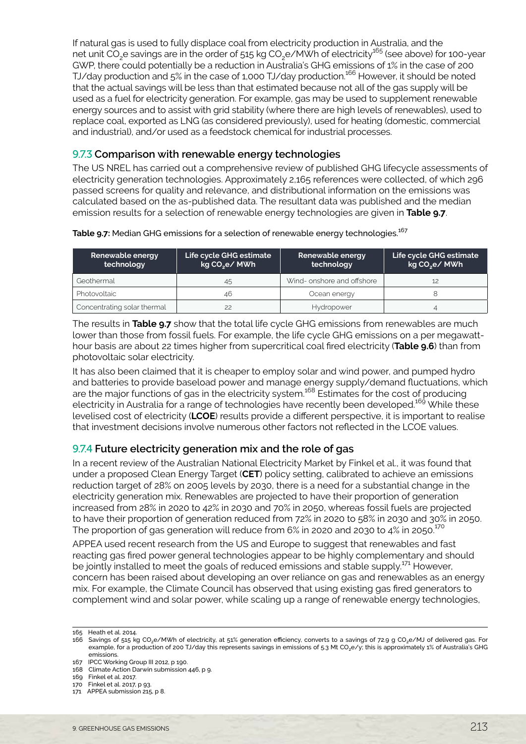If natural gas is used to fully displace coal from electricity production in Australia, and the net unit $CO_2e$ savings are in the order of 515 kg $CO_2e$/MWh of electricity[165] (see above) for 100-year GWP, there could potentially be a reduction in Australia's GHG emissions of 1% in the case of 200 TJ/day production and 5% in the case of 1,000 TJ/day production.[166] However, it should be noted that the actual savings will be less than that estimated because not all of the gas supply will be used as a fuel for electricity generation. For example, gas may be used to supplement renewable energy sources and to assist with grid stability (where there are high levels of renewables), used to replace coal, exported as LNG (as considered previously), used for heating (domestic, commercial and industrial), and/or used as a feedstock chemical for industrial processes.

### 9.7.3 Comparison with renewable energy technologies

The US NREL has carried out a comprehensive review of published GHG lifecycle assessments of electricity generation technologies. Approximately 2,165 references were collected, of which 296 passed screens for quality and relevance, and distributional information on the emissions was calculated based on the as-published data. The resultant data was published and the median emission results for a selection of renewable energy technologies are given in **Table 9.7**.

**Table 9.7:** Median GHG emissions for a selection of renewable energy technologies.[167]

| Renewable energy technology | Life cycle GHG estimate kg $CO_2e$/ MWh | Renewable energy technology | Life cycle GHG estimate kg $CO_2e$/ MWh |
|---|---|---|---|
| Geothermal | 45 | Wind- onshore and offshore | 12 |
| Photovoltaic | 46 | Ocean energy | 8 |
| Concentrating solar thermal | 22 | Hydropower | 4 |

The results in **Table 9.7** show that the total life cycle GHG emissions from renewables are much lower than those from fossil fuels. For example, the life cycle GHG emissions on a per megawatt-hour basis are about 22 times higher from supercritical coal fired electricity (**Table 9.6**) than from photovoltaic solar electricity.

It has also been claimed that it is cheaper to employ solar and wind power, and pumped hydro and batteries to provide baseload power and manage energy supply/demand fluctuations, which are the major functions of gas in the electricity system.[168] Estimates for the cost of producing electricity in Australia for a range of technologies have recently been developed.[169] While these levelised cost of electricity (**LCOE**) results provide a different perspective, it is important to realise that investment decisions involve numerous other factors not reflected in the LCOE values.

### 9.7.4 Future electricity generation mix and the role of gas

In a recent review of the Australian National Electricity Market by Finkel et al., it was found that under a proposed Clean Energy Target (**CET**) policy setting, calibrated to achieve an emissions reduction target of 28% on 2005 levels by 2030, there is a need for a substantial change in the electricity generation mix. Renewables are projected to have their proportion of generation increased from 28% in 2020 to 42% in 2030 and 70% in 2050, whereas fossil fuels are projected to have their proportion of generation reduced from 72% in 2020 to 58% in 2030 and 30% in 2050. The proportion of gas generation will reduce from 6% in 2020 and 2030 to 4% in 2050.[170]

APPEA used recent research from the US and Europe to suggest that renewables and fast reacting gas fired power general technologies appear to be highly complementary and should be jointly installed to meet the goals of reduced emissions and stable supply.[171] However, concern has been raised about developing an over reliance on gas and renewables as an energy mix. For example, the Climate Council has observed that using existing gas fired generators to complement wind and solar power, while scaling up a range of renewable energy technologies,

165 Heath et al. 2014.

166 Savings of 515 kg $CO_2e$/MWh of electricity, at 51% generation efficiency, converts to a savings of 72.9 g $CO_2e$/MJ of delivered gas. For example, for a production of 200 TJ/day this represents savings in emissions of 5.3 Mt $CO_2e$/y; this is approximately 1% of Australia's GHG emissions.

167 IPCC Working Group III 2012, p 190.

168 Climate Action Darwin submission 446, p 9.

169 Finkel et al. 2017.

170 Finkel et al. 2017, p 93.

171 APPEA submission 215, p 8.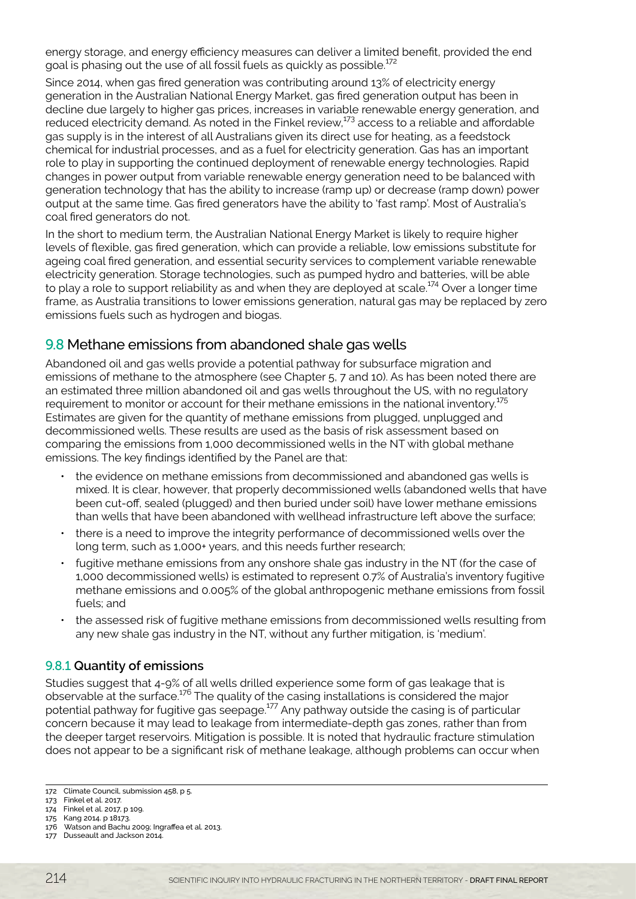energy storage, and energy efficiency measures can deliver a limited benefit, provided the end goal is phasing out the use of all fossil fuels as quickly as possible.[172]

Since 2014, when gas fired generation was contributing around 13% of electricity energy generation in the Australian National Energy Market, gas fired generation output has been in decline due largely to higher gas prices, increases in variable renewable energy generation, and reduced electricity demand. As noted in the Finkel review,[173] access to a reliable and affordable gas supply is in the interest of all Australians given its direct use for heating, as a feedstock chemical for industrial processes, and as a fuel for electricity generation. Gas has an important role to play in supporting the continued deployment of renewable energy technologies. Rapid changes in power output from variable renewable energy generation need to be balanced with generation technology that has the ability to increase (ramp up) or decrease (ramp down) power output at the same time. Gas fired generators have the ability to 'fast ramp'. Most of Australia's coal fired generators do not.

In the short to medium term, the Australian National Energy Market is likely to require higher levels of flexible, gas fired generation, which can provide a reliable, low emissions substitute for ageing coal fired generation, and essential security services to complement variable renewable electricity generation. Storage technologies, such as pumped hydro and batteries, will be able to play a role to support reliability as and when they are deployed at scale.[174] Over a longer time frame, as Australia transitions to lower emissions generation, natural gas may be replaced by zero emissions fuels such as hydrogen and biogas.

## 9.8 Methane emissions from abandoned shale gas wells

Abandoned oil and gas wells provide a potential pathway for subsurface migration and emissions of methane to the atmosphere (see Chapter 5, 7 and 10). As has been noted there are an estimated three million abandoned oil and gas wells throughout the US, with no regulatory requirement to monitor or account for their methane emissions in the national inventory.[175] Estimates are given for the quantity of methane emissions from plugged, unplugged and decommissioned wells. These results are used as the basis of risk assessment based on comparing the emissions from 1,000 decommissioned wells in the NT with global methane emissions. The key findings identified by the Panel are that:

- the evidence on methane emissions from decommissioned and abandoned gas wells is mixed. It is clear, however, that properly decommissioned wells (abandoned wells that have been cut-off, sealed (plugged) and then buried under soil) have lower methane emissions than wells that have been abandoned with wellhead infrastructure left above the surface;
- there is a need to improve the integrity performance of decommissioned wells over the long term, such as 1,000+ years, and this needs further research;
- fugitive methane emissions from any onshore shale gas industry in the NT (for the case of 1,000 decommissioned wells) is estimated to represent 0.7% of Australia's inventory fugitive methane emissions and 0.005% of the global anthropogenic methane emissions from fossil fuels; and
- the assessed risk of fugitive methane emissions from decommissioned wells resulting from any new shale gas industry in the NT, without any further mitigation, is 'medium'.

### 9.8.1 Quantity of emissions

Studies suggest that 4-9% of all wells drilled experience some form of gas leakage that is observable at the surface.[176] The quality of the casing installations is considered the major potential pathway for fugitive gas seepage.[177] Any pathway outside the casing is of particular concern because it may lead to leakage from intermediate-depth gas zones, rather than from the deeper target reservoirs. Mitigation is possible. It is noted that hydraulic fracture stimulation does not appear to be a significant risk of methane leakage, although problems can occur when

---

172 Climate Council, submission 458, p 5.
173 Finkel et al. 2017.
174 Finkel et al. 2017, p 109.
175 Kang 2014. p 18173.
176 Watson and Bachu 2009; Ingraffea et al. 2013.
177 Dusseault and Jackson 2014.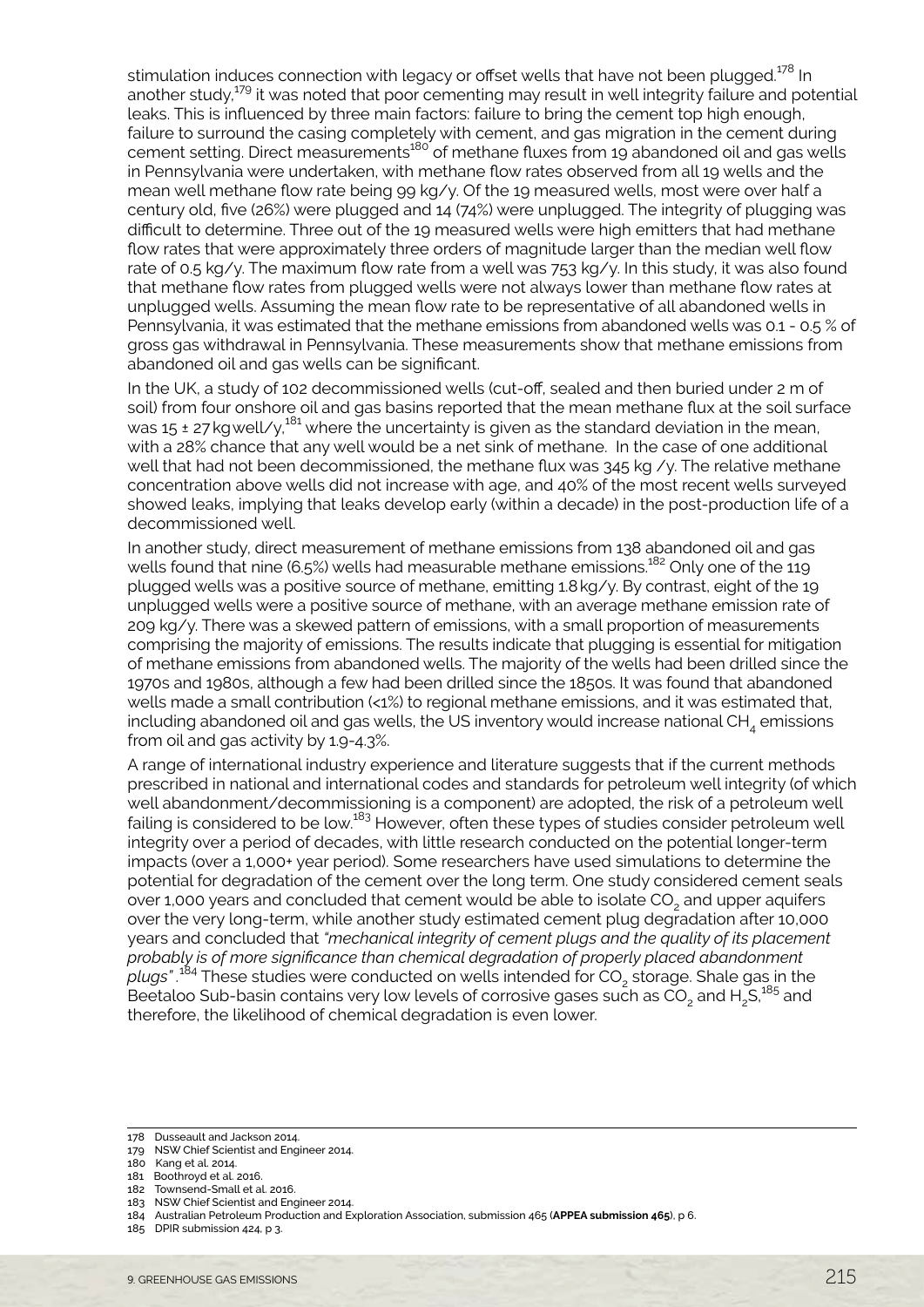stimulation induces connection with legacy or offset wells that have not been plugged.[178] In another study,[179] it was noted that poor cementing may result in well integrity failure and potential leaks. This is influenced by three main factors: failure to bring the cement top high enough, failure to surround the casing completely with cement, and gas migration in the cement during cement setting. Direct measurements[180] of methane fluxes from 19 abandoned oil and gas wells in Pennsylvania were undertaken, with methane flow rates observed from all 19 wells and the mean well methane flow rate being 99 kg/y. Of the 19 measured wells, most were over half a century old, five (26%) were plugged and 14 (74%) were unplugged. The integrity of plugging was difficult to determine. Three out of the 19 measured wells were high emitters that had methane flow rates that were approximately three orders of magnitude larger than the median well flow rate of 0.5 kg/y. The maximum flow rate from a well was 753 kg/y. In this study, it was also found that methane flow rates from plugged wells were not always lower than methane flow rates at unplugged wells. Assuming the mean flow rate to be representative of all abandoned wells in Pennsylvania, it was estimated that the methane emissions from abandoned wells was 0.1 - 0.5 % of gross gas withdrawal in Pennsylvania. These measurements show that methane emissions from abandoned oil and gas wells can be significant.

In the UK, a study of 102 decommissioned wells (cut-off, sealed and then buried under 2 m of soil) from four onshore oil and gas basins reported that the mean methane flux at the soil surface was 15 ± 27 kg well/y,[181] where the uncertainty is given as the standard deviation in the mean, with a 28% chance that any well would be a net sink of methane. In the case of one additional well that had not been decommissioned, the methane flux was 345 kg /y. The relative methane concentration above wells did not increase with age, and 40% of the most recent wells surveyed showed leaks, implying that leaks develop early (within a decade) in the post-production life of a decommissioned well.

In another study, direct measurement of methane emissions from 138 abandoned oil and gas wells found that nine (6.5%) wells had measurable methane emissions.[182] Only one of the 119 plugged wells was a positive source of methane, emitting 1.8 kg/y. By contrast, eight of the 19 unplugged wells were a positive source of methane, with an average methane emission rate of 209 kg/y. There was a skewed pattern of emissions, with a small proportion of measurements comprising the majority of emissions. The results indicate that plugging is essential for mitigation of methane emissions from abandoned wells. The majority of the wells had been drilled since the 1970s and 1980s, although a few had been drilled since the 1850s. It was found that abandoned wells made a small contribution (<1%) to regional methane emissions, and it was estimated that, including abandoned oil and gas wells, the US inventory would increase national $CH_4$ emissions from oil and gas activity by 1.9-4.3%.

A range of international industry experience and literature suggests that if the current methods prescribed in national and international codes and standards for petroleum well integrity (of which well abandonment/decommissioning is a component) are adopted, the risk of a petroleum well failing is considered to be low.[183] However, often these types of studies consider petroleum well integrity over a period of decades, with little research conducted on the potential longer-term impacts (over a 1,000+ year period). Some researchers have used simulations to determine the potential for degradation of the cement over the long term. One study considered cement seals over 1,000 years and concluded that cement would be able to isolate $CO_2$ and upper aquifers over the very long-term, while another study estimated cement plug degradation after 10,000 years and concluded that *"mechanical integrity of cement plugs and the quality of its placement probably is of more significance than chemical degradation of properly placed abandonment plugs"*.[184] These studies were conducted on wells intended for $CO_2$ storage. Shale gas in the Beetaloo Sub-basin contains very low levels of corrosive gases such as $CO_2$ and $H_2S$,[185] and therefore, the likelihood of chemical degradation is even lower.

---

178 Dusseault and Jackson 2014.
179 NSW Chief Scientist and Engineer 2014.
180 Kang et al. 2014.
181 Boothroyd et al. 2016.
182 Townsend-Small et al. 2016.
183 NSW Chief Scientist and Engineer 2014.
184 Australian Petroleum Production and Exploration Association, submission 465 (**APPEA submission 465**), p 6.
185 DPIR submission 424, p 3.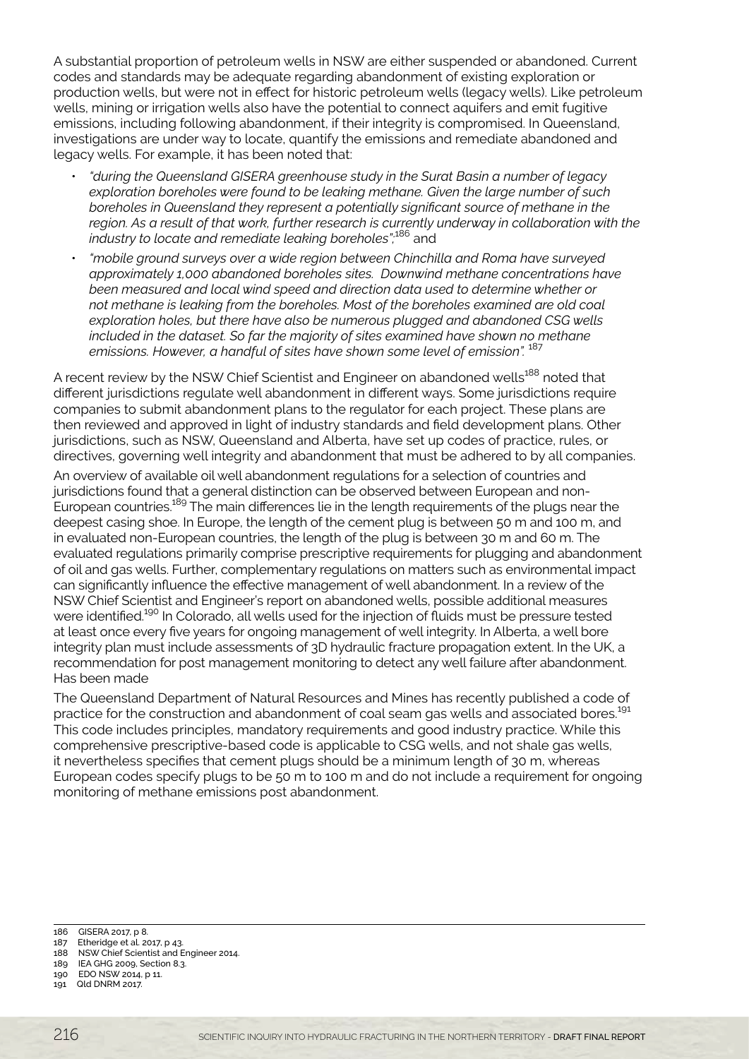A substantial proportion of petroleum wells in NSW are either suspended or abandoned. Current codes and standards may be adequate regarding abandonment of existing exploration or production wells, but were not in effect for historic petroleum wells (legacy wells). Like petroleum wells, mining or irrigation wells also have the potential to connect aquifers and emit fugitive emissions, including following abandonment, if their integrity is compromised. In Queensland, investigations are under way to locate, quantify the emissions and remediate abandoned and legacy wells. For example, it has been noted that:

- *"during the Queensland GISERA greenhouse study in the Surat Basin a number of legacy exploration boreholes were found to be leaking methane. Given the large number of such boreholes in Queensland they represent a potentially significant source of methane in the region. As a result of that work, further research is currently underway in collaboration with the industry to locate and remediate leaking boreholes";*[186] and
- *"mobile ground surveys over a wide region between Chinchilla and Roma have surveyed approximately 1,000 abandoned boreholes sites. Downwind methane concentrations have been measured and local wind speed and direction data used to determine whether or not methane is leaking from the boreholes. Most of the boreholes examined are old coal exploration holes, but there have also be numerous plugged and abandoned CSG wells included in the dataset. So far the majority of sites examined have shown no methane emissions. However, a handful of sites have shown some level of emission".* [187]

A recent review by the NSW Chief Scientist and Engineer on abandoned wells[188] noted that different jurisdictions regulate well abandonment in different ways. Some jurisdictions require companies to submit abandonment plans to the regulator for each project. These plans are then reviewed and approved in light of industry standards and field development plans. Other jurisdictions, such as NSW, Queensland and Alberta, have set up codes of practice, rules, or directives, governing well integrity and abandonment that must be adhered to by all companies.

An overview of available oil well abandonment regulations for a selection of countries and jurisdictions found that a general distinction can be observed between European and non-European countries.[189] The main differences lie in the length requirements of the plugs near the deepest casing shoe. In Europe, the length of the cement plug is between 50 m and 100 m, and in evaluated non-European countries, the length of the plug is between 30 m and 60 m. The evaluated regulations primarily comprise prescriptive requirements for plugging and abandonment of oil and gas wells. Further, complementary regulations on matters such as environmental impact can significantly influence the effective management of well abandonment. In a review of the NSW Chief Scientist and Engineer's report on abandoned wells, possible additional measures were identified.[190] In Colorado, all wells used for the injection of fluids must be pressure tested at least once every five years for ongoing management of well integrity. In Alberta, a well bore integrity plan must include assessments of 3D hydraulic fracture propagation extent. In the UK, a recommendation for post management monitoring to detect any well failure after abandonment. Has been made

The Queensland Department of Natural Resources and Mines has recently published a code of practice for the construction and abandonment of coal seam gas wells and associated bores.[191] This code includes principles, mandatory requirements and good industry practice. While this comprehensive prescriptive-based code is applicable to CSG wells, and not shale gas wells, it nevertheless specifies that cement plugs should be a minimum length of 30 m, whereas European codes specify plugs to be 50 m to 100 m and do not include a requirement for ongoing monitoring of methane emissions post abandonment.

---

186 GISERA 2017, p 8.
187 Etheridge et al. 2017, p 43.
188 NSW Chief Scientist and Engineer 2014.
189 IEA GHG 2009, Section 8.3.
190 EDO NSW 2014, p 11.
191 Qld DNRM 2017.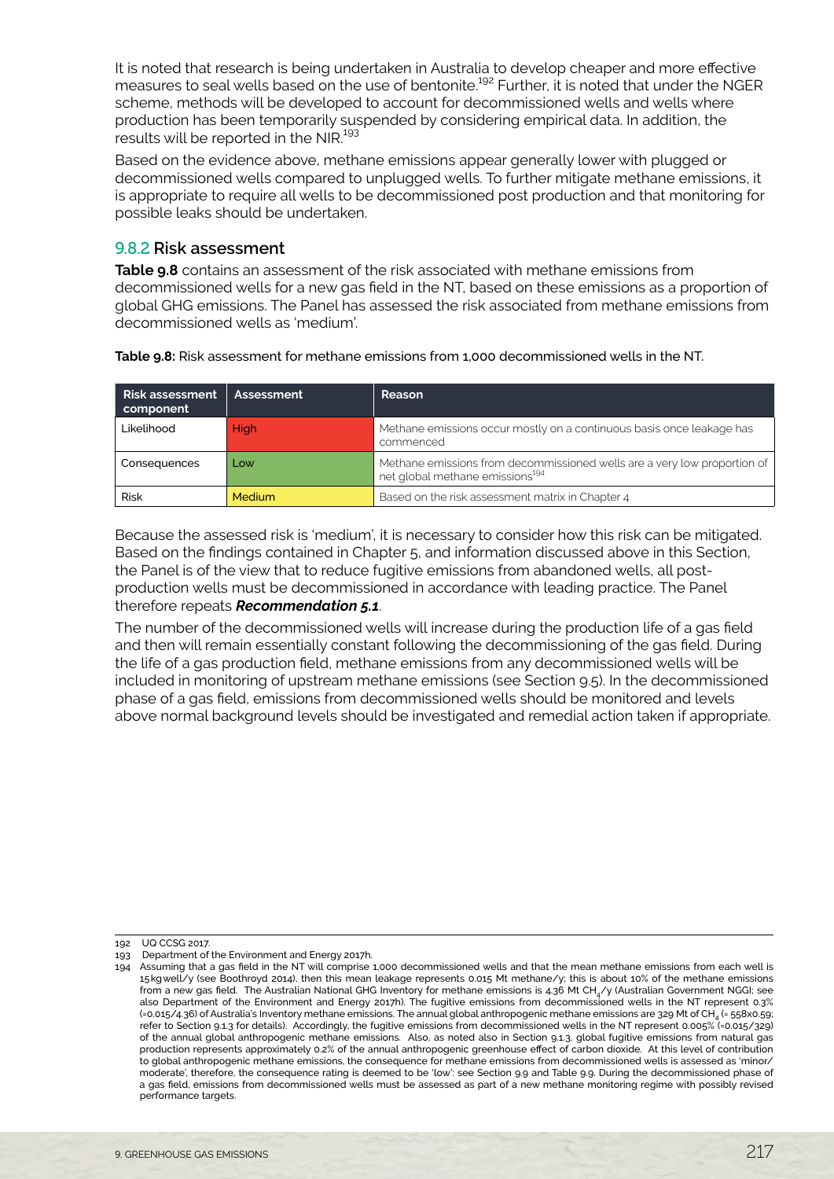It is noted that research is being undertaken in Australia to develop cheaper and more effective measures to seal wells based on the use of bentonite.[192] Further, it is noted that under the NGER scheme, methods will be developed to account for decommissioned wells and wells where production has been temporarily suspended by considering empirical data. In addition, the results will be reported in the NIR.[193]

Based on the evidence above, methane emissions appear generally lower with plugged or decommissioned wells compared to unplugged wells. To further mitigate methane emissions, it is appropriate to require all wells to be decommissioned post production and that monitoring for possible leaks should be undertaken.

### 9.8.2 Risk assessment

**Table 9.8** contains an assessment of the risk associated with methane emissions from decommissioned wells for a new gas field in the NT, based on these emissions as a proportion of global GHG emissions. The Panel has assessed the risk associated from methane emissions from decommissioned wells as 'medium'.

**Table 9.8:** Risk assessment for methane emissions from 1,000 decommissioned wells in the NT.

| Risk assessment component | Assessment | Reason |
|---|---|---|
| Likelihood | High | Methane emissions occur mostly on a continuous basis once leakage has commenced |
| Consequences | Low | Methane emissions from decommissioned wells are a very low proportion of net global methane emissions[194] |
| Risk | Medium | Based on the risk assessment matrix in Chapter 4 |

Because the assessed risk is 'medium', it is necessary to consider how this risk can be mitigated. Based on the findings contained in Chapter 5, and information discussed above in this Section, the Panel is of the view that to reduce fugitive emissions from abandoned wells, all post-production wells must be decommissioned in accordance with leading practice. The Panel therefore repeats ***Recommendation 5.1***.

The number of the decommissioned wells will increase during the production life of a gas field and then will remain essentially constant following the decommissioning of the gas field. During the life of a gas production field, methane emissions from any decommissioned wells will be included in monitoring of upstream methane emissions (see Section 9.5). In the decommissioned phase of a gas field, emissions from decommissioned wells should be monitored and levels above normal background levels should be investigated and remedial action taken if appropriate.

---

192 UQ CCSG 2017.

193 Department of the Environment and Energy 2017h.

194 Assuming that a gas field in the NT will comprise 1,000 decommissioned wells and that the mean methane emissions from each well is 15 kg well/y (see Boothroyd 2014), then this mean leakage represents 0.015 Mt methane/y; this is about 10% of the methane emissions from a new gas field. The Australian National GHG Inventory for methane emissions is 4.36 Mt $CH_4$/y (Australian Government NGGI; see also Department of the Environment and Energy 2017h). The fugitive emissions from decommissioned wells in the NT represent 0.3% (=0.015/4.36) of Australia's Inventory methane emissions. The annual global anthropogenic methane emissions are 329 Mt of $CH_4$ (= 558x0.59; refer to Section 9.1.3 for details). Accordingly, the fugitive emissions from decommissioned wells in the NT represent 0.005% (=0.015/329) of the annual global anthropogenic methane emissions. Also, as noted also in Section 9.1.3, global fugitive emissions from natural gas production represents approximately 0.2% of the annual anthropogenic greenhouse effect of carbon dioxide. At this level of contribution to global anthropogenic methane emissions, the consequence for methane emissions from decommissioned wells is assessed as 'minor/moderate', therefore, the consequence rating is deemed to be 'low': see Section 9.9 and Table 9.9. During the decommissioned phase of a gas field, emissions from decommissioned wells must be assessed as part of a new methane monitoring regime with possibly revised performance targets.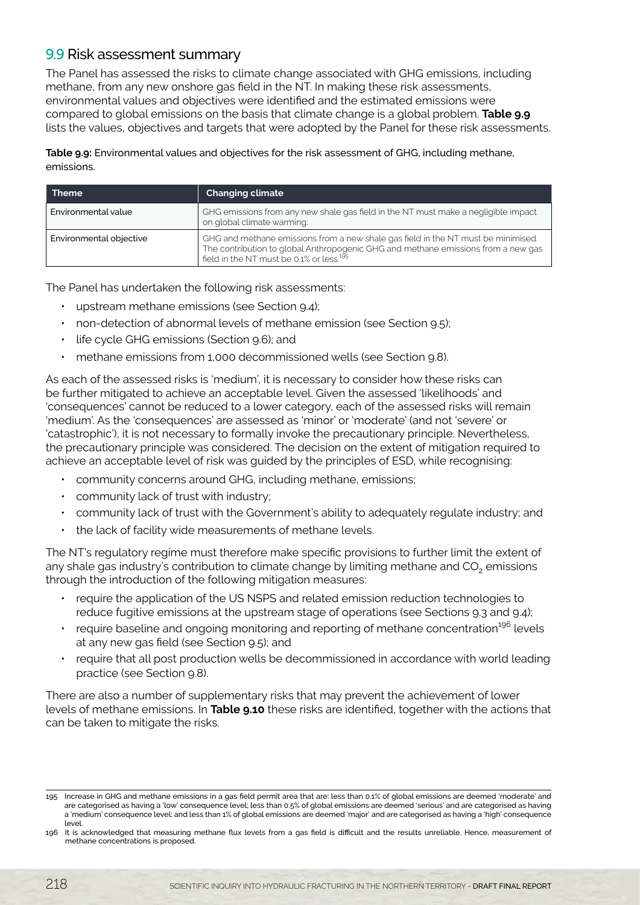## 9.9 Risk assessment summary

The Panel has assessed the risks to climate change associated with GHG emissions, including methane, from any new onshore gas field in the NT. In making these risk assessments, environmental values and objectives were identified and the estimated emissions were compared to global emissions on the basis that climate change is a global problem. **Table 9.9** lists the values, objectives and targets that were adopted by the Panel for these risk assessments.

**Table 9.9:** Environmental values and objectives for the risk assessment of GHG, including methane, emissions.

| Theme | Changing climate |
|---|---|
| Environmental value | GHG emissions from any new shale gas field in the NT must make a negligible impact on global climate warming. |
| Environmental objective | GHG and methane emissions from a new shale gas field in the NT must be minimised. The contribution to global Anthropogenic GHG and methane emissions from a new gas field in the NT must be 0.1% or less.[195] |

The Panel has undertaken the following risk assessments:

- upstream methane emissions (see Section 9.4);
- non-detection of abnormal levels of methane emission (see Section 9.5);
- life cycle GHG emissions (Section 9.6); and
- methane emissions from 1,000 decommissioned wells (see Section 9.8).

As each of the assessed risks is 'medium', it is necessary to consider how these risks can be further mitigated to achieve an acceptable level. Given the assessed 'likelihoods' and 'consequences' cannot be reduced to a lower category, each of the assessed risks will remain 'medium'. As the 'consequences' are assessed as 'minor' or 'moderate' (and not 'severe' or 'catastrophic'), it is not necessary to formally invoke the precautionary principle. Nevertheless, the precautionary principle was considered. The decision on the extent of mitigation required to achieve an acceptable level of risk was guided by the principles of ESD, while recognising:

- community concerns around GHG, including methane, emissions;
- community lack of trust with industry;
- community lack of trust with the Government's ability to adequately regulate industry; and
- the lack of facility wide measurements of methane levels.

The NT's regulatory regime must therefore make specific provisions to further limit the extent of any shale gas industry's contribution to climate change by limiting methane and $CO_2$ emissions through the introduction of the following mitigation measures:

- require the application of the US NSPS and related emission reduction technologies to reduce fugitive emissions at the upstream stage of operations (see Sections 9.3 and 9.4);
- require baseline and ongoing monitoring and reporting of methane concentration[196] levels at any new gas field (see Section 9.5); and
- require that all post production wells be decommissioned in accordance with world leading practice (see Section 9.8).

There are also a number of supplementary risks that may prevent the achievement of lower levels of methane emissions. In **Table 9.10** these risks are identified, together with the actions that can be taken to mitigate the risks.

---

195 Increase in GHG and methane emissions in a gas field permit area that are: less than 0.1% of global emissions are deemed 'moderate' and are categorised as having a 'low' consequence level; less than 0.5% of global emissions are deemed 'serious' and are categorised as having a 'medium' consequence level; and less than 1% of global emissions are deemed 'major' and are categorised as having a 'high' consequence level.

196 It is acknowledged that measuring methane flux levels from a gas field is difficult and the results unreliable. Hence, measurement of methane concentrations is proposed.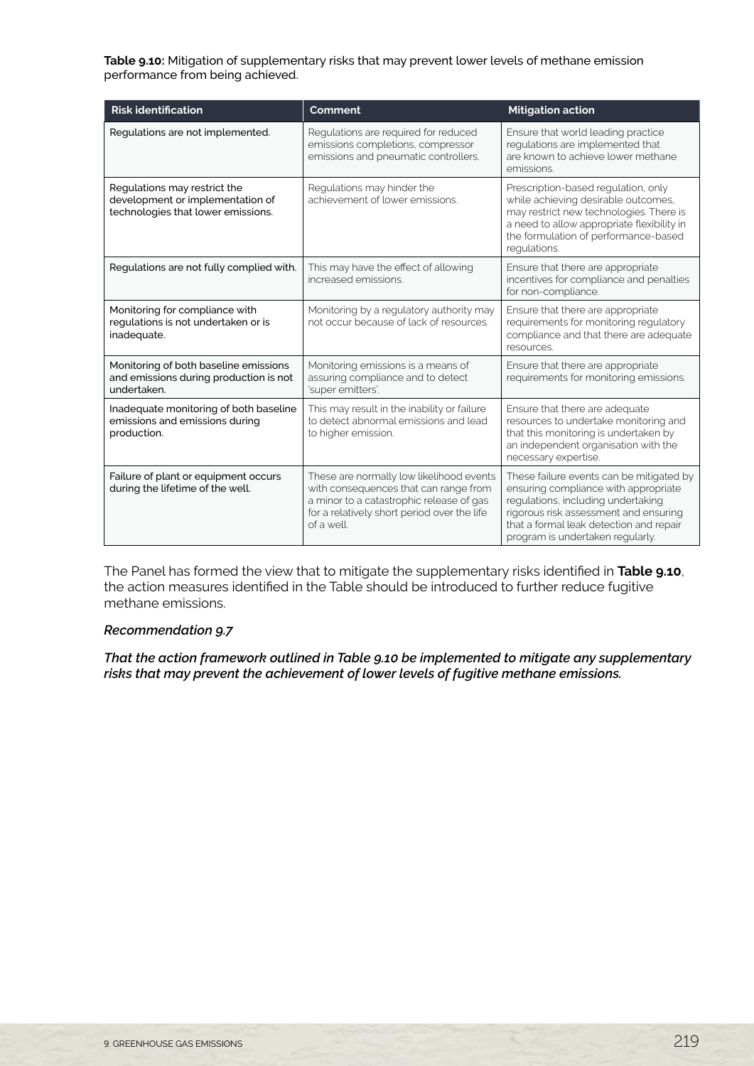**Table 9.10:** Mitigation of supplementary risks that may prevent lower levels of methane emission performance from being achieved.

| Risk identification | Comment | Mitigation action |
| --- | --- | --- |
| Regulations are not implemented. | Regulations are required for reduced emissions completions, compressor emissions and pneumatic controllers. | Ensure that world leading practice regulations are implemented that are known to achieve lower methane emissions. |
| Regulations may restrict the development or implementation of technologies that lower emissions. | Regulations may hinder the achievement of lower emissions. | Prescription-based regulation, only while achieving desirable outcomes, may restrict new technologies. There is a need to allow appropriate flexibility in the formulation of performance-based regulations. |
| Regulations are not fully complied with. | This may have the effect of allowing increased emissions. | Ensure that there are appropriate incentives for compliance and penalties for non-compliance. |
| Monitoring for compliance with regulations is not undertaken or is inadequate. | Monitoring by a regulatory authority may not occur because of lack of resources. | Ensure that there are appropriate requirements for monitoring regulatory compliance and that there are adequate resources. |
| Monitoring of both baseline emissions and emissions during production is not undertaken. | Monitoring emissions is a means of assuring compliance and to detect 'super emitters'. | Ensure that there are appropriate requirements for monitoring emissions. |
| Inadequate monitoring of both baseline emissions and emissions during production. | This may result in the inability or failure to detect abnormal emissions and lead to higher emission. | Ensure that there are adequate resources to undertake monitoring and that this monitoring is undertaken by an independent organisation with the necessary expertise. |
| Failure of plant or equipment occurs during the lifetime of the well. | These are normally low likelihood events with consequences that can range from a minor to a catastrophic release of gas for a relatively short period over the life of a well. | These failure events can be mitigated by ensuring compliance with appropriate regulations, including undertaking rigorous risk assessment and ensuring that a formal leak detection and repair program is undertaken regularly. |

The Panel has formed the view that to mitigate the supplementary risks identified in **Table 9.10**, the action measures identified in the Table should be introduced to further reduce fugitive methane emissions.

***Recommendation 9.7***

***That the action framework outlined in Table 9.10 be implemented to mitigate any supplementary risks that may prevent the achievement of lower levels of fugitive methane emissions.***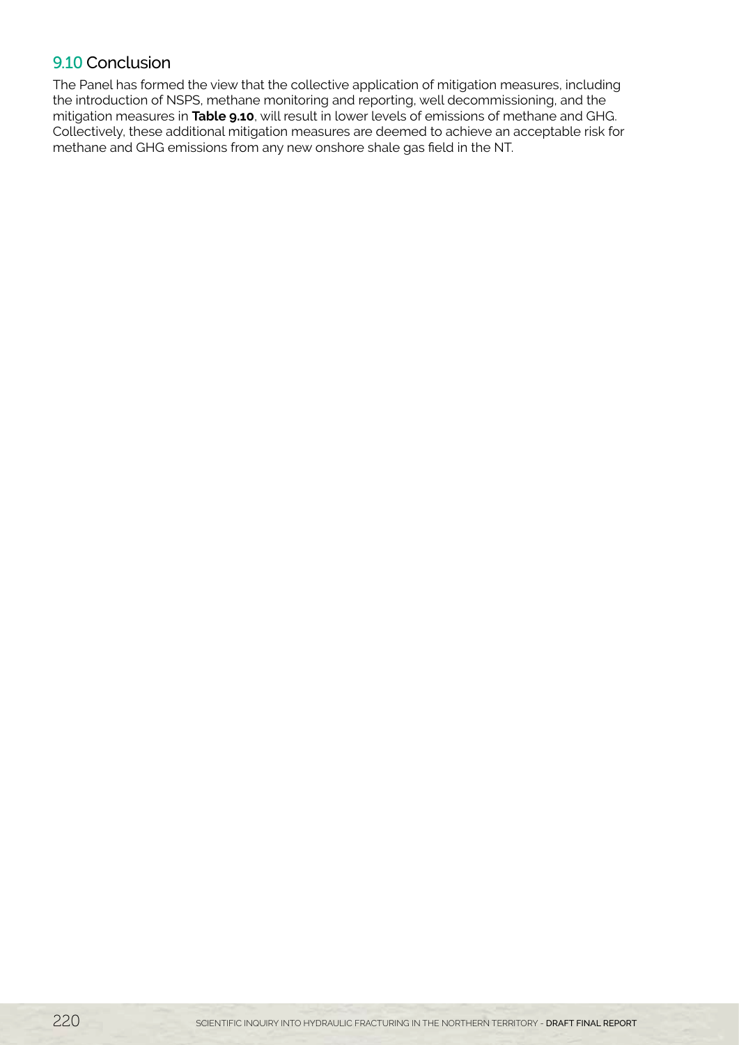## 9.10 Conclusion

The Panel has formed the view that the collective application of mitigation measures, including the introduction of NSPS, methane monitoring and reporting, well decommissioning, and the mitigation measures in **Table 9.10**, will result in lower levels of emissions of methane and GHG. Collectively, these additional mitigation measures are deemed to achieve an acceptable risk for methane and GHG emissions from any new onshore shale gas field in the NT.